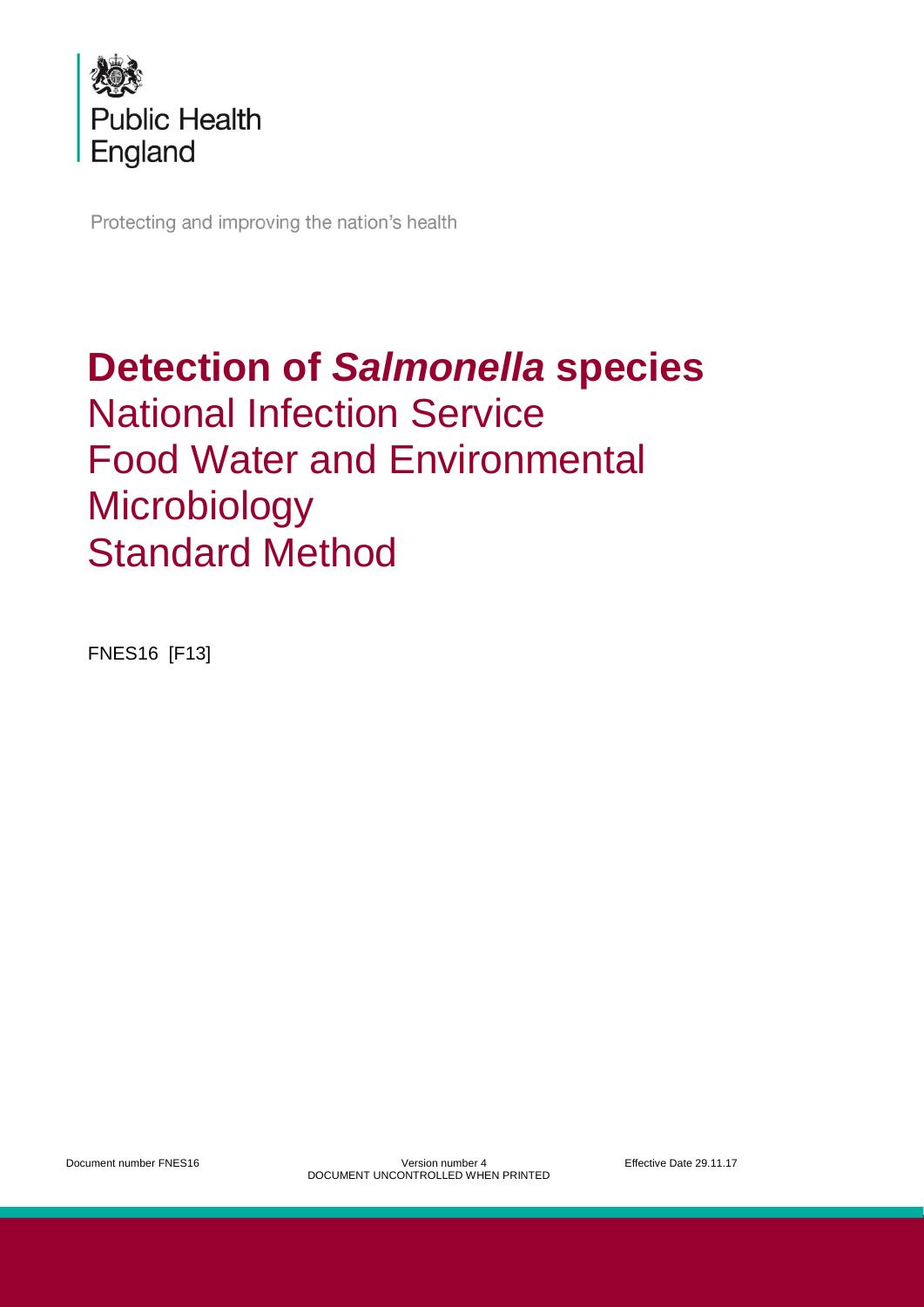Public Health England

Protecting and improving the nation's health

# Detection of *Salmonella* species

## National Infection Service
## Food Water and Environmental Microbiology
## Standard Method

FNES16 [F13]

Document number FNES16 Version number 4 Effective Date 29.11.17
DOCUMENT UNCONTROLLED WHEN PRINTED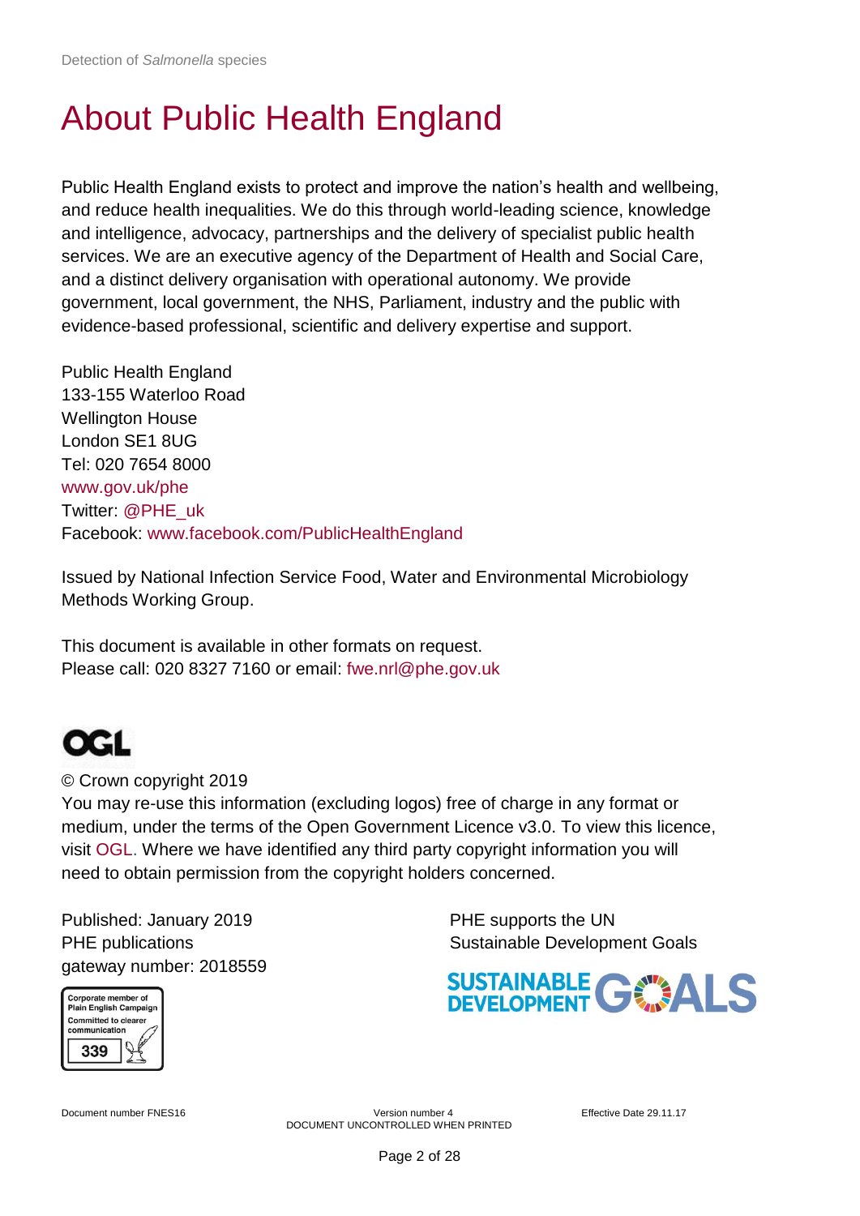# About Public Health England

Public Health England exists to protect and improve the nation's health and wellbeing, and reduce health inequalities. We do this through world-leading science, knowledge and intelligence, advocacy, partnerships and the delivery of specialist public health services. We are an executive agency of the Department of Health and Social Care, and a distinct delivery organisation with operational autonomy. We provide government, local government, the NHS, Parliament, industry and the public with evidence-based professional, scientific and delivery expertise and support.

Public Health England
133-155 Waterloo Road
Wellington House
London SE1 8UG
Tel: 020 7654 8000
www.gov.uk/phe
Twitter: @PHE_uk
Facebook: www.facebook.com/PublicHealthEngland

Issued by National Infection Service Food, Water and Environmental Microbiology Methods Working Group.

This document is available in other formats on request.
Please call: 020 8327 7160 or email: fwe.nrl@phe.gov.uk

© Crown copyright 2019
You may re-use this information (excluding logos) free of charge in any format or medium, under the terms of the Open Government Licence v3.0. To view this licence, visit OGL. Where we have identified any third party copyright information you will need to obtain permission from the copyright holders concerned.

Published: January 2019
PHE publications
gateway number: 2018559

Corporate member of Plain English Campaign
Committed to clearer communication
339

PHE supports the UN
Sustainable Development Goals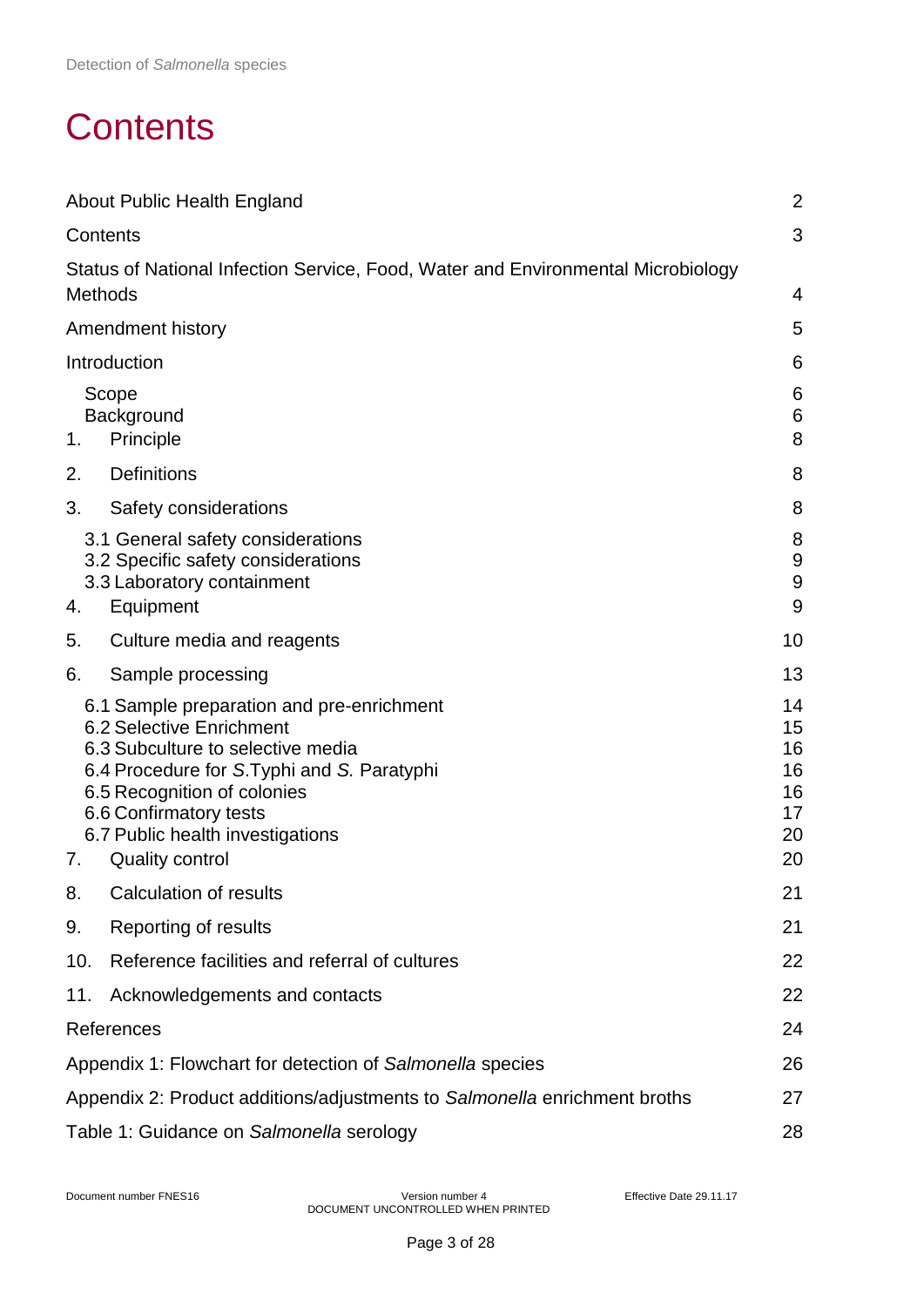# Contents

| | |
|---|---|
| About Public Health England | 2 |
| Contents | 3 |
| Status of National Infection Service, Food, Water and Environmental Microbiology Methods | 4 |
| Amendment history | 5 |
| Introduction | 6 |
| Scope | 6 |
| Background | 6 |
| 1. Principle | 8 |
| 2. Definitions | 8 |
| 3. Safety considerations | 8 |
| 3.1 General safety considerations | 8 |
| 3.2 Specific safety considerations | 9 |
| 3.3 Laboratory containment | 9 |
| 4. Equipment | 9 |
| 5. Culture media and reagents | 10 |
| 6. Sample processing | 13 |
| 6.1 Sample preparation and pre-enrichment | 14 |
| 6.2 Selective Enrichment | 15 |
| 6.3 Subculture to selective media | 16 |
| 6.4 Procedure for *S.*Typhi and *S.* Paratyphi | 16 |
| 6.5 Recognition of colonies | 16 |
| 6.6 Confirmatory tests | 17 |
| 6.7 Public health investigations | 20 |
| 7. Quality control | 20 |
| 8. Calculation of results | 21 |
| 9. Reporting of results | 21 |
| 10. Reference facilities and referral of cultures | 22 |
| 11. Acknowledgements and contacts | 22 |
| References | 24 |
| Appendix 1: Flowchart for detection of *Salmonella* species | 26 |
| Appendix 2: Product additions/adjustments to *Salmonella* enrichment broths | 27 |
| Table 1: Guidance on *Salmonella* serology | 28 |

Document number FNES16 | Version number 4 | Effective Date 29.11.17
DOCUMENT UNCONTROLLED WHEN PRINTED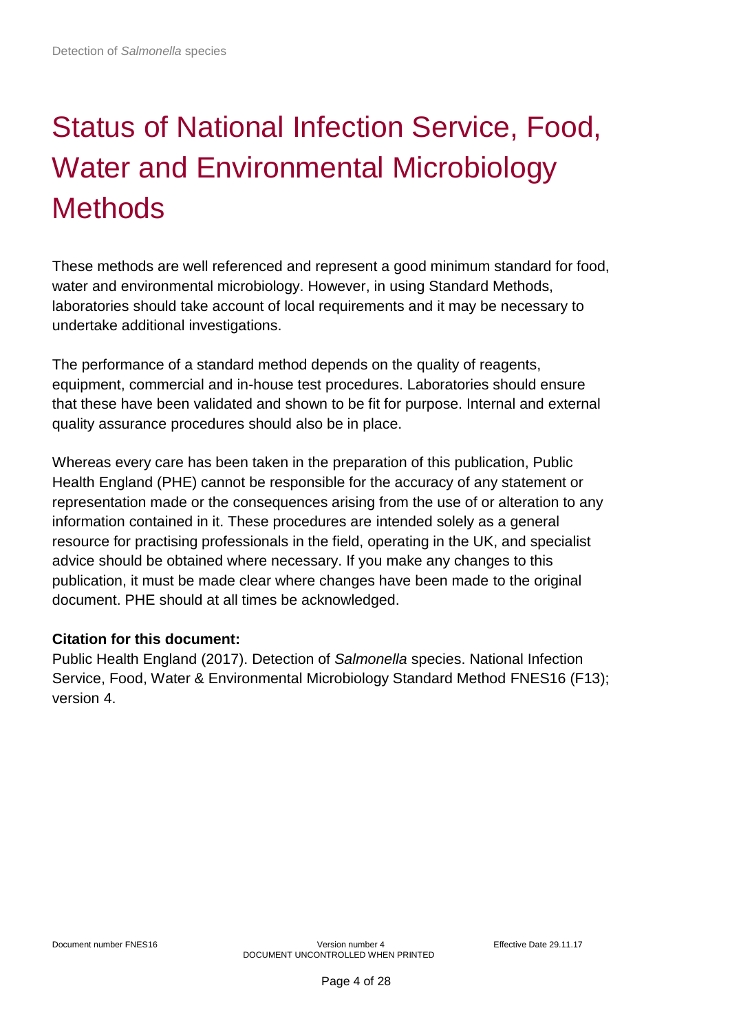# Status of National Infection Service, Food, Water and Environmental Microbiology Methods

These methods are well referenced and represent a good minimum standard for food, water and environmental microbiology. However, in using Standard Methods, laboratories should take account of local requirements and it may be necessary to undertake additional investigations.

The performance of a standard method depends on the quality of reagents, equipment, commercial and in-house test procedures. Laboratories should ensure that these have been validated and shown to be fit for purpose. Internal and external quality assurance procedures should also be in place.

Whereas every care has been taken in the preparation of this publication, Public Health England (PHE) cannot be responsible for the accuracy of any statement or representation made or the consequences arising from the use of or alteration to any information contained in it. These procedures are intended solely as a general resource for practising professionals in the field, operating in the UK, and specialist advice should be obtained where necessary. If you make any changes to this publication, it must be made clear where changes have been made to the original document. PHE should at all times be acknowledged.

**Citation for this document:**
Public Health England (2017). Detection of *Salmonella* species. National Infection Service, Food, Water & Environmental Microbiology Standard Method FNES16 (F13); version 4.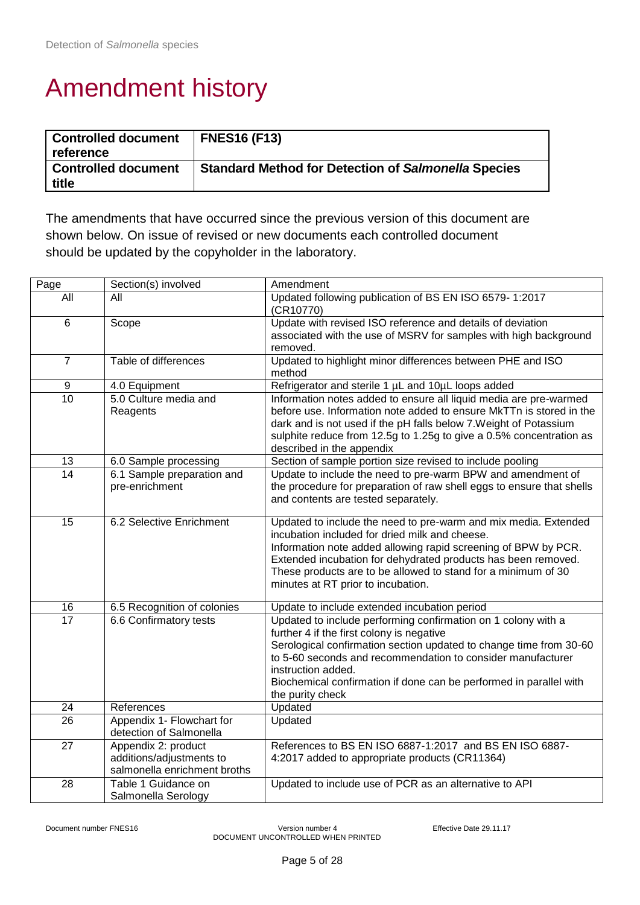# Amendment history

| **Controlled document reference** | **FNES16 (F13)** |
|---|---|
| **Controlled document title** | **Standard Method for Detection of *Salmonella* Species** |

The amendments that have occurred since the previous version of this document are shown below. On issue of revised or new documents each controlled document should be updated by the copyholder in the laboratory.

| Page | Section(s) involved | Amendment |
|---|---|---|
| All | All | Updated following publication of BS EN ISO 6579- 1:2017 (CR10770) |
| 6 | Scope | Update with revised ISO reference and details of deviation associated with the use of MSRV for samples with high background removed. |
| 7 | Table of differences | Updated to highlight minor differences between PHE and ISO method |
| 9 | 4.0 Equipment | Refrigerator and sterile 1 µL and 10µL loops added |
| 10 | 5.0 Culture media and Reagents | Information notes added to ensure all liquid media are pre-warmed before use. Information note added to ensure MkTTn is stored in the dark and is not used if the pH falls below 7.Weight of Potassium sulphite reduce from 12.5g to 1.25g to give a 0.5% concentration as described in the appendix |
| 13 | 6.0 Sample processing | Section of sample portion size revised to include pooling |
| 14 | 6.1 Sample preparation and pre-enrichment | Update to include the need to pre-warm BPW and amendment of the procedure for preparation of raw shell eggs to ensure that shells and contents are tested separately. |
| 15 | 6.2 Selective Enrichment | Updated to include the need to pre-warm and mix media. Extended incubation included for dried milk and cheese. Information note added allowing rapid screening of BPW by PCR. Extended incubation for dehydrated products has been removed. These products are to be allowed to stand for a minimum of 30 minutes at RT prior to incubation. |
| 16 | 6.5 Recognition of colonies | Update to include extended incubation period |
| 17 | 6.6 Confirmatory tests | Updated to include performing confirmation on 1 colony with a further 4 if the first colony is negative Serological confirmation section updated to change time from 30-60 to 5-60 seconds and recommendation to consider manufacturer instruction added. Biochemical confirmation if done can be performed in parallel with the purity check |
| 24 | References | Updated |
| 26 | Appendix 1- Flowchart for detection of Salmonella | Updated |
| 27 | Appendix 2: product additions/adjustments to salmonella enrichment broths | References to BS EN ISO 6887-1:2017 and BS EN ISO 6887-4:2017 added to appropriate products (CR11364) |
| 28 | Table 1 Guidance on Salmonella Serology | Updated to include use of PCR as an alternative to API |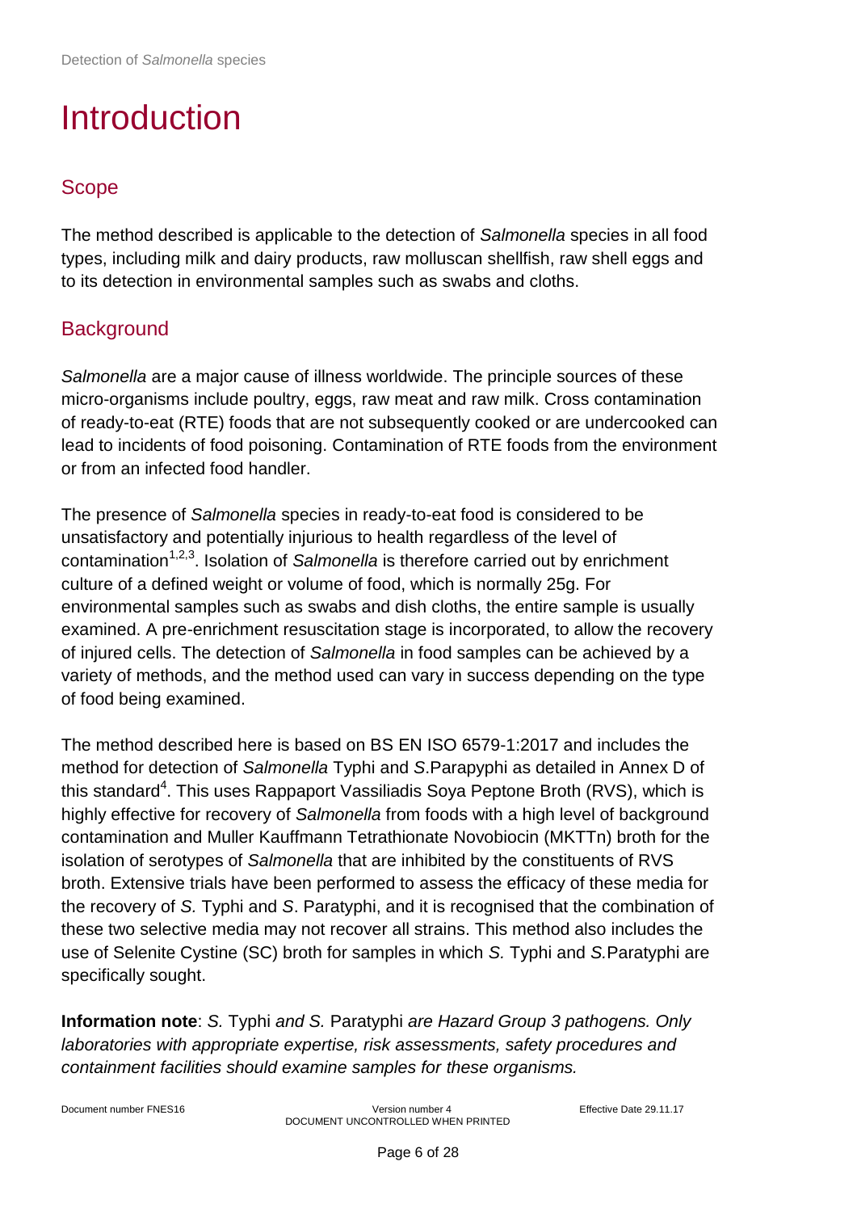# Introduction

## Scope

The method described is applicable to the detection of *Salmonella* species in all food types, including milk and dairy products, raw molluscan shellfish, raw shell eggs and to its detection in environmental samples such as swabs and cloths.

## Background

*Salmonella* are a major cause of illness worldwide. The principle sources of these micro-organisms include poultry, eggs, raw meat and raw milk. Cross contamination of ready-to-eat (RTE) foods that are not subsequently cooked or are undercooked can lead to incidents of food poisoning. Contamination of RTE foods from the environment or from an infected food handler.

The presence of *Salmonella* species in ready-to-eat food is considered to be unsatisfactory and potentially injurious to health regardless of the level of contamination[1,2,3]. Isolation of *Salmonella* is therefore carried out by enrichment culture of a defined weight or volume of food, which is normally 25g. For environmental samples such as swabs and dish cloths, the entire sample is usually examined. A pre-enrichment resuscitation stage is incorporated, to allow the recovery of injured cells. The detection of *Salmonella* in food samples can be achieved by a variety of methods, and the method used can vary in success depending on the type of food being examined.

The method described here is based on BS EN ISO 6579-1:2017 and includes the method for detection of *Salmonella* Typhi and *S*.Parapyphi as detailed in Annex D of this standard[4]. This uses Rappaport Vassiliadis Soya Peptone Broth (RVS), which is highly effective for recovery of *Salmonella* from foods with a high level of background contamination and Muller Kauffmann Tetrathionate Novobiocin (MKTTn) broth for the isolation of serotypes of *Salmonella* that are inhibited by the constituents of RVS broth. Extensive trials have been performed to assess the efficacy of these media for the recovery of *S.* Typhi and *S*. Paratyphi, and it is recognised that the combination of these two selective media may not recover all strains. This method also includes the use of Selenite Cystine (SC) broth for samples in which *S.* Typhi and *S.*Paratyphi are specifically sought.

**Information note**: *S.* Typhi *and S.* Paratyphi *are Hazard Group 3 pathogens. Only laboratories with appropriate expertise, risk assessments, safety procedures and containment facilities should examine samples for these organisms.*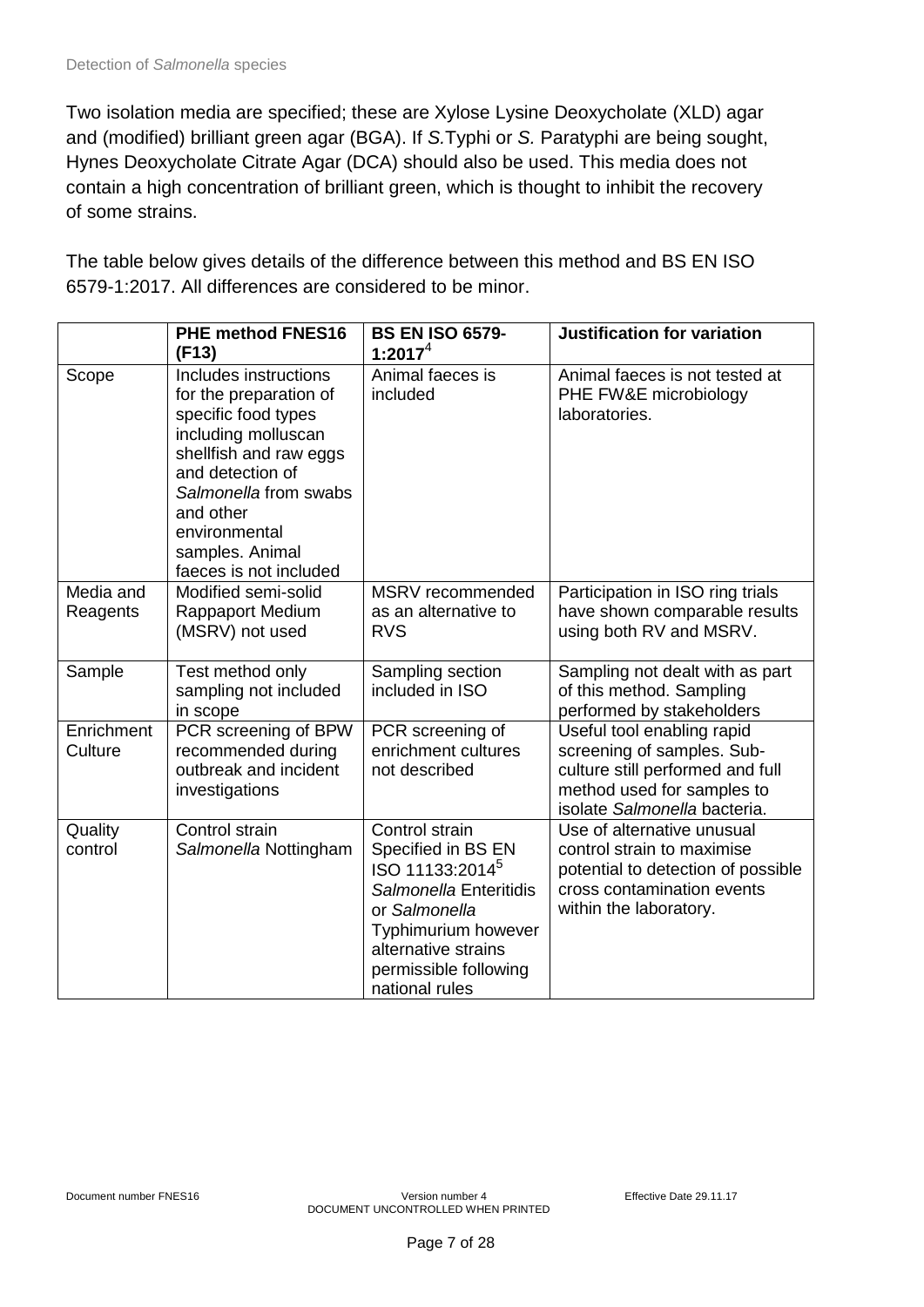Two isolation media are specified; these are Xylose Lysine Deoxycholate (XLD) agar and (modified) brilliant green agar (BGA). If *S.*Typhi or *S.* Paratyphi are being sought, Hynes Deoxycholate Citrate Agar (DCA) should also be used. This media does not contain a high concentration of brilliant green, which is thought to inhibit the recovery of some strains.

The table below gives details of the difference between this method and BS EN ISO 6579-1:2017. All differences are considered to be minor.

| | **PHE method FNES16 (F13)** | **BS EN ISO 6579-1:2017**[4] | **Justification for variation** |
|---|---|---|---|
| Scope | Includes instructions for the preparation of specific food types including molluscan shellfish and raw eggs and detection of *Salmonella* from swabs and other environmental samples. Animal faeces is not included | Animal faeces is included | Animal faeces is not tested at PHE FW&E microbiology laboratories. |
| Media and Reagents | Modified semi-solid Rappaport Medium (MSRV) not used | MSRV recommended as an alternative to RVS | Participation in ISO ring trials have shown comparable results using both RV and MSRV. |
| Sample | Test method only sampling not included in scope | Sampling section included in ISO | Sampling not dealt with as part of this method. Sampling performed by stakeholders |
| Enrichment Culture | PCR screening of BPW recommended during outbreak and incident investigations | PCR screening of enrichment cultures not described | Useful tool enabling rapid screening of samples. Sub-culture still performed and full method used for samples to isolate *Salmonella* bacteria. |
| Quality control | Control strain *Salmonella* Nottingham | Control strain Specified in BS EN ISO 11133:2014[5] *Salmonella* Enteritidis or *Salmonella* Typhimurium however alternative strains permissible following national rules | Use of alternative unusual control strain to maximise potential to detection of possible cross contamination events within the laboratory. |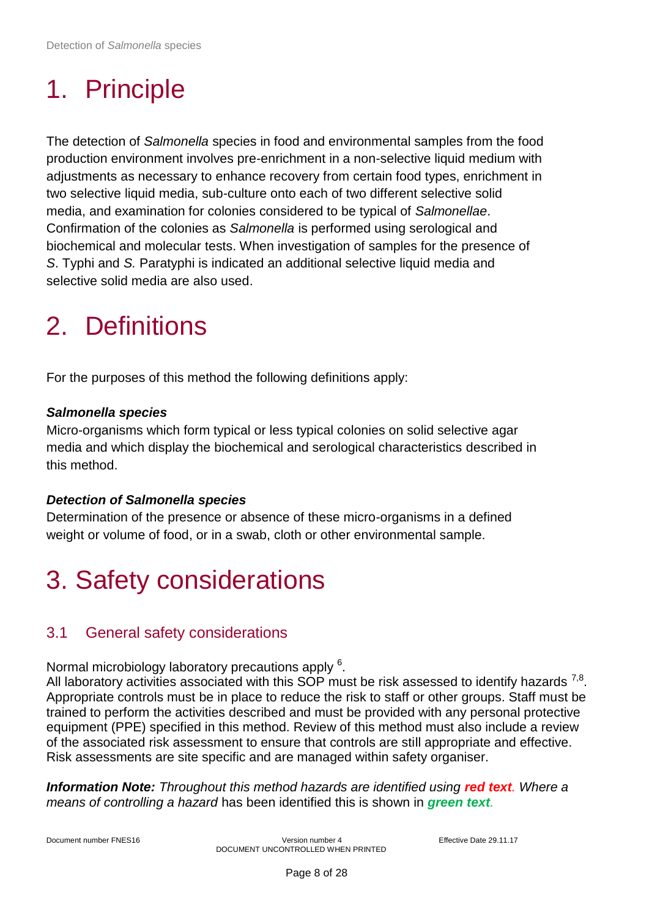# 1. Principle

The detection of *Salmonella* species in food and environmental samples from the food production environment involves pre-enrichment in a non-selective liquid medium with adjustments as necessary to enhance recovery from certain food types, enrichment in two selective liquid media, sub-culture onto each of two different selective solid media, and examination for colonies considered to be typical of *Salmonellae*. Confirmation of the colonies as *Salmonella* is performed using serological and biochemical and molecular tests. When investigation of samples for the presence of *S*. Typhi and *S.* Paratyphi is indicated an additional selective liquid media and selective solid media are also used.

# 2. Definitions

For the purposes of this method the following definitions apply:

***Salmonella species***
Micro-organisms which form typical or less typical colonies on solid selective agar media and which display the biochemical and serological characteristics described in this method.

***Detection of Salmonella species***
Determination of the presence or absence of these micro-organisms in a defined weight or volume of food, or in a swab, cloth or other environmental sample.

# 3. Safety considerations

## 3.1 General safety considerations

Normal microbiology laboratory precautions apply [6].
All laboratory activities associated with this SOP must be risk assessed to identify hazards [7,8]. Appropriate controls must be in place to reduce the risk to staff or other groups. Staff must be trained to perform the activities described and must be provided with any personal protective equipment (PPE) specified in this method. Review of this method must also include a review of the associated risk assessment to ensure that controls are still appropriate and effective. Risk assessments are site specific and are managed within safety organiser.

***Information Note:*** *Throughout this method hazards are identified using* ***red text****. Where a means of controlling a hazard* has been identified this is shown in ***green text****.*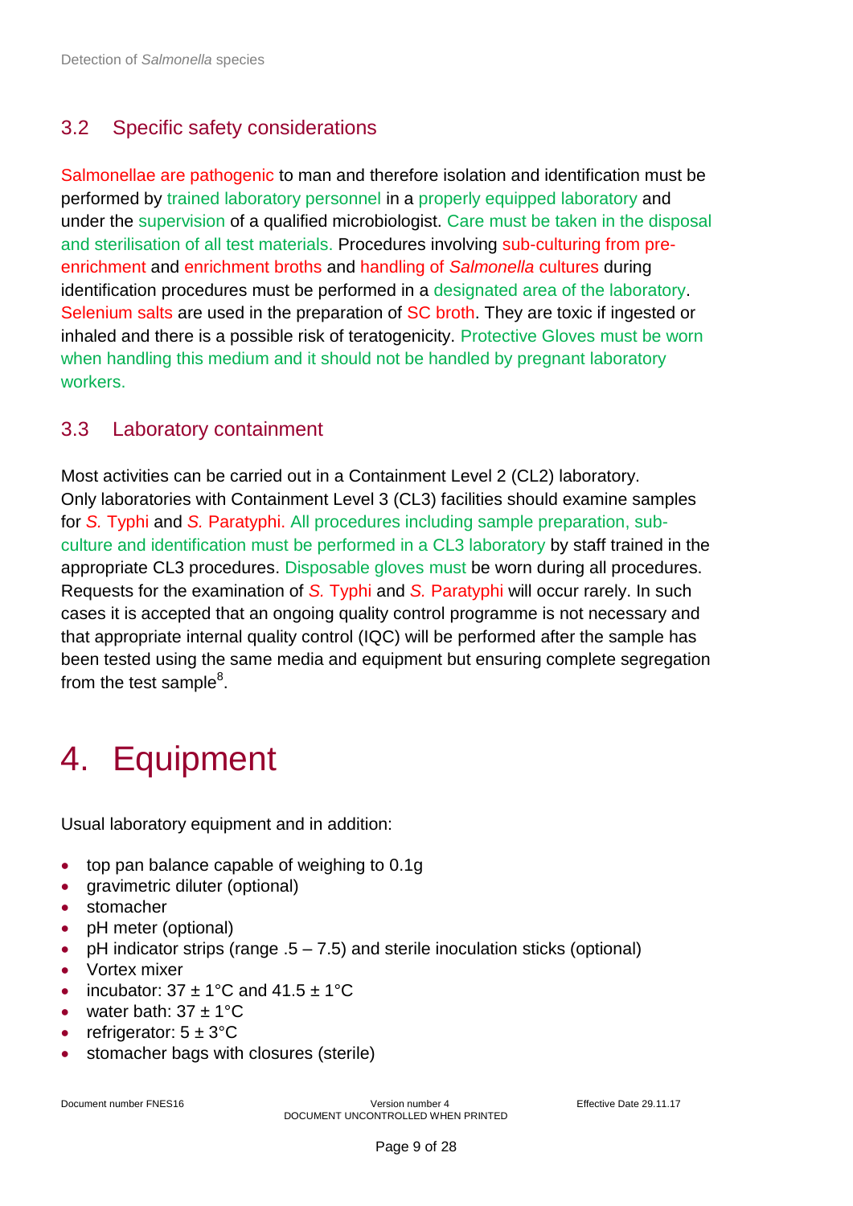## 3.2 Specific safety considerations

Salmonellae are pathogenic to man and therefore isolation and identification must be performed by trained laboratory personnel in a properly equipped laboratory and under the supervision of a qualified microbiologist. Care must be taken in the disposal and sterilisation of all test materials. Procedures involving sub-culturing from pre-enrichment and enrichment broths and handling of *Salmonella* cultures during identification procedures must be performed in a designated area of the laboratory. Selenium salts are used in the preparation of SC broth. They are toxic if ingested or inhaled and there is a possible risk of teratogenicity. Protective Gloves must be worn when handling this medium and it should not be handled by pregnant laboratory workers.

## 3.3 Laboratory containment

Most activities can be carried out in a Containment Level 2 (CL2) laboratory. Only laboratories with Containment Level 3 (CL3) facilities should examine samples for *S.* Typhi and *S.* Paratyphi. All procedures including sample preparation, sub-culture and identification must be performed in a CL3 laboratory by staff trained in the appropriate CL3 procedures. Disposable gloves must be worn during all procedures. Requests for the examination of *S.* Typhi and *S.* Paratyphi will occur rarely. In such cases it is accepted that an ongoing quality control programme is not necessary and that appropriate internal quality control (IQC) will be performed after the sample has been tested using the same media and equipment but ensuring complete segregation from the test sample[8].

# 4. Equipment

Usual laboratory equipment and in addition:

- top pan balance capable of weighing to 0.1g
- gravimetric diluter (optional)
- stomacher
- pH meter (optional)
- pH indicator strips (range .5 – 7.5) and sterile inoculation sticks (optional)
- Vortex mixer
- incubator: 37 ± 1°C and 41.5 ± 1°C
- water bath: 37 ± 1°C
- refrigerator: 5 ± 3°C
- stomacher bags with closures (sterile)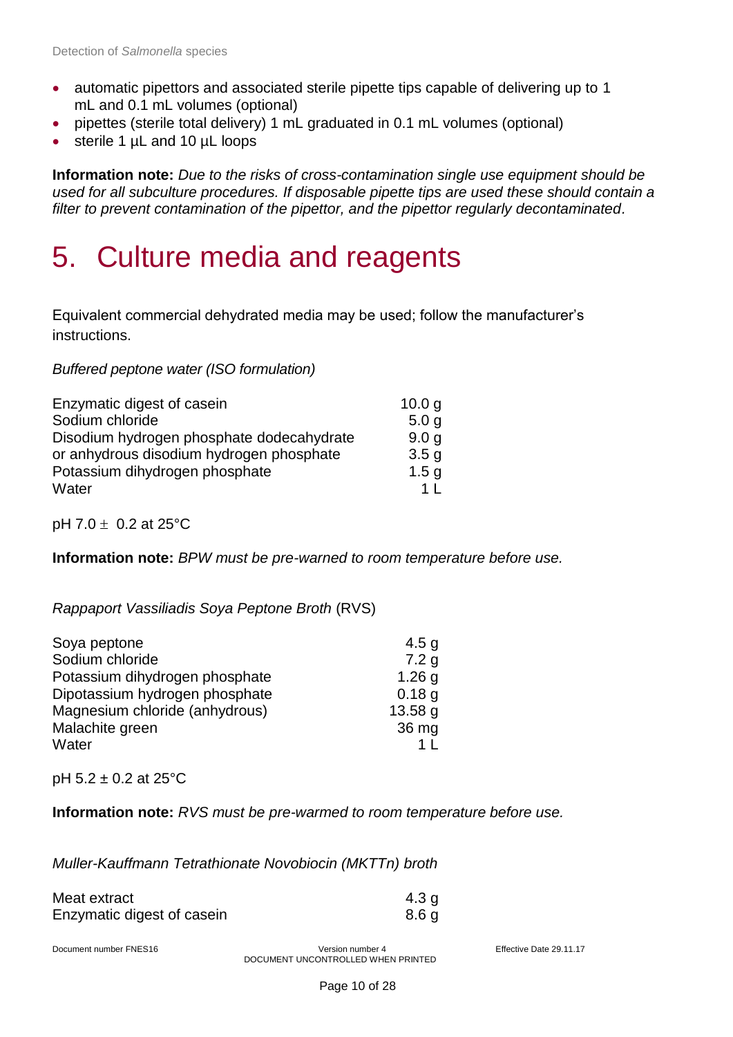- automatic pipettors and associated sterile pipette tips capable of delivering up to 1 mL and 0.1 mL volumes (optional)
- pipettes (sterile total delivery) 1 mL graduated in 0.1 mL volumes (optional)
- sterile 1 µL and 10 µL loops

**Information note:** *Due to the risks of cross-contamination single use equipment should be used for all subculture procedures. If disposable pipette tips are used these should contain a filter to prevent contamination of the pipettor, and the pipettor regularly decontaminated.*

# 5. Culture media and reagents

Equivalent commercial dehydrated media may be used; follow the manufacturer's instructions.

*Buffered peptone water (ISO formulation)*

| | |
|---|---|
| Enzymatic digest of casein | 10.0 g |
| Sodium chloride | 5.0 g |
| Disodium hydrogen phosphate dodecahydrate | 9.0 g |
| or anhydrous disodium hydrogen phosphate | 3.5 g |
| Potassium dihydrogen phosphate | 1.5 g |
| Water | 1 L |

pH 7.0 ± 0.2 at 25°C

**Information note:** *BPW must be pre-warned to room temperature before use.*

*Rappaport Vassiliadis Soya Peptone Broth* (RVS)

| | |
|---|---|
| Soya peptone | 4.5 g |
| Sodium chloride | 7.2 g |
| Potassium dihydrogen phosphate | 1.26 g |
| Dipotassium hydrogen phosphate | 0.18 g |
| Magnesium chloride (anhydrous) | 13.58 g |
| Malachite green | 36 mg |
| Water | 1 L |

pH 5.2 ± 0.2 at 25°C

**Information note:** *RVS must be pre-warmed to room temperature before use.*

*Muller-Kauffmann Tetrathionate Novobiocin (MKTTn) broth*

| | |
|---|---|
| Meat extract | 4.3 g |
| Enzymatic digest of casein | 8.6 g |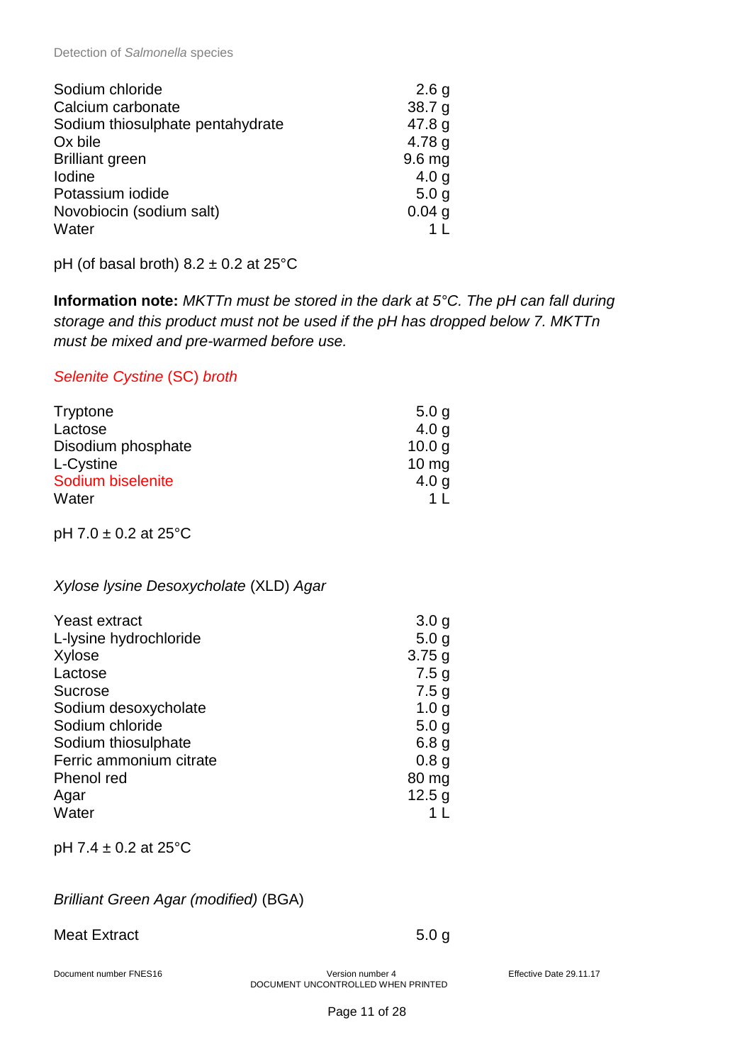| | |
|---|---|
| Sodium chloride | 2.6 g |
| Calcium carbonate | 38.7 g |
| Sodium thiosulphate pentahydrate | 47.8 g |
| Ox bile | 4.78 g |
| Brilliant green | 9.6 mg |
| Iodine | 4.0 g |
| Potassium iodide | 5.0 g |
| Novobiocin (sodium salt) | 0.04 g |
| Water | 1 L |

pH (of basal broth) 8.2 ± 0.2 at 25°C

**Information note:** *MKTTn must be stored in the dark at 5°C. The pH can fall during storage and this product must not be used if the pH has dropped below 7. MKTTn must be mixed and pre-warmed before use.*

*Selenite Cystine* (SC) *broth*

| | |
|---|---|
| Tryptone | 5.0 g |
| Lactose | 4.0 g |
| Disodium phosphate | 10.0 g |
| L-Cystine | 10 mg |
| Sodium biselenite | 4.0 g |
| Water | 1 L |

pH 7.0 ± 0.2 at 25°C

*Xylose lysine Desoxycholate* (XLD) *Agar*

| | |
|---|---|
| Yeast extract | 3.0 g |
| L-lysine hydrochloride | 5.0 g |
| Xylose | 3.75 g |
| Lactose | 7.5 g |
| Sucrose | 7.5 g |
| Sodium desoxycholate | 1.0 g |
| Sodium chloride | 5.0 g |
| Sodium thiosulphate | 6.8 g |
| Ferric ammonium citrate | 0.8 g |
| Phenol red | 80 mg |
| Agar | 12.5 g |
| Water | 1 L |

pH 7.4 ± 0.2 at 25°C

*Brilliant Green Agar (modified)* (BGA)

| | |
|---|---|
| Meat Extract | 5.0 g |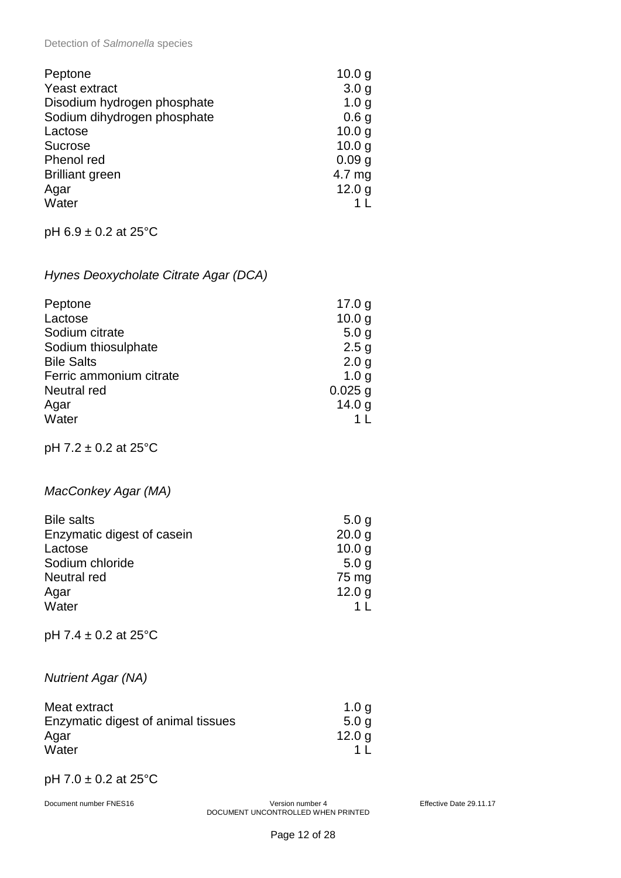| | |
|---|---|
| Peptone | 10.0 g |
| Yeast extract | 3.0 g |
| Disodium hydrogen phosphate | 1.0 g |
| Sodium dihydrogen phosphate | 0.6 g |
| Lactose | 10.0 g |
| Sucrose | 10.0 g |
| Phenol red | 0.09 g |
| Brilliant green | 4.7 mg |
| Agar | 12.0 g |
| Water | 1 L |

pH 6.9 ± 0.2 at 25°C

*Hynes Deoxycholate Citrate Agar (DCA)*

| | |
|---|---|
| Peptone | 17.0 g |
| Lactose | 10.0 g |
| Sodium citrate | 5.0 g |
| Sodium thiosulphate | 2.5 g |
| Bile Salts | 2.0 g |
| Ferric ammonium citrate | 1.0 g |
| Neutral red | 0.025 g |
| Agar | 14.0 g |
| Water | 1 L |

pH 7.2 ± 0.2 at 25°C

*MacConkey Agar (MA)*

| | |
|---|---|
| Bile salts | 5.0 g |
| Enzymatic digest of casein | 20.0 g |
| Lactose | 10.0 g |
| Sodium chloride | 5.0 g |
| Neutral red | 75 mg |
| Agar | 12.0 g |
| Water | 1 L |

pH 7.4 ± 0.2 at 25°C

*Nutrient Agar (NA)*

| | |
|---|---|
| Meat extract | 1.0 g |
| Enzymatic digest of animal tissues | 5.0 g |
| Agar | 12.0 g |
| Water | 1 L |

pH 7.0 ± 0.2 at 25°C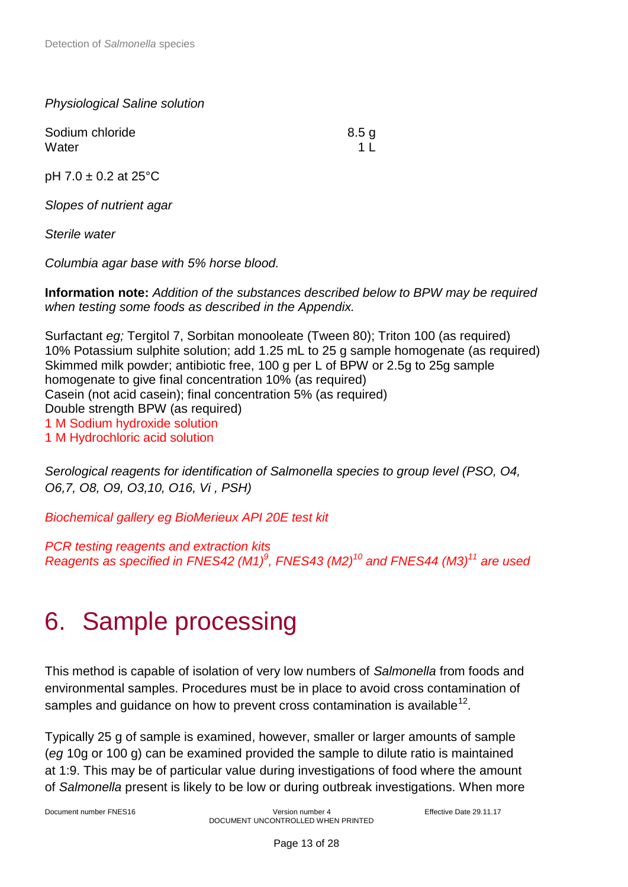*Physiological Saline solution*

| | |
|---|---|
| Sodium chloride | 8.5 g |
| Water | 1 L |

pH 7.0 ± 0.2 at 25°C

*Slopes of nutrient agar*

*Sterile water*

*Columbia agar base with 5% horse blood.*

**Information note:** *Addition of the substances described below to BPW may be required when testing some foods as described in the Appendix.*

Surfactant *eg;* Tergitol 7, Sorbitan monooleate (Tween 80); Triton 100 (as required)
10% Potassium sulphite solution; add 1.25 mL to 25 g sample homogenate (as required)
Skimmed milk powder; antibiotic free, 100 g per L of BPW or 2.5g to 25g sample homogenate to give final concentration 10% (as required)
Casein (not acid casein); final concentration 5% (as required)
Double strength BPW (as required)
1 M Sodium hydroxide solution
1 M Hydrochloric acid solution

*Serological reagents for identification of Salmonella species to group level (PSO, O4, O6,7, O8, O9, O3,10, O16, Vi , PSH)*

*Biochemical gallery eg BioMerieux API 20E test kit*

*PCR testing reagents and extraction kits*
*Reagents as specified in FNES42 (M1)[9], FNES43 (M2)[10] and FNES44 (M3)[11] are used*

# 6. Sample processing

This method is capable of isolation of very low numbers of *Salmonella* from foods and environmental samples. Procedures must be in place to avoid cross contamination of samples and guidance on how to prevent cross contamination is available[12].

Typically 25 g of sample is examined, however, smaller or larger amounts of sample (*eg* 10g or 100 g) can be examined provided the sample to dilute ratio is maintained at 1:9. This may be of particular value during investigations of food where the amount of *Salmonella* present is likely to be low or during outbreak investigations. When more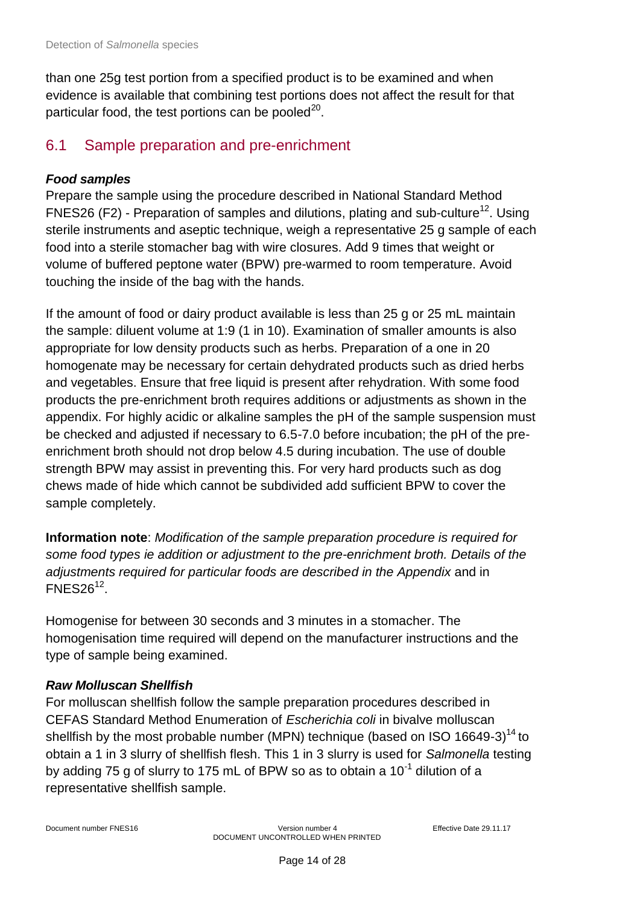than one 25g test portion from a specified product is to be examined and when evidence is available that combining test portions does not affect the result for that particular food, the test portions can be pooled[20].

## 6.1 Sample preparation and pre-enrichment

***Food samples***

Prepare the sample using the procedure described in National Standard Method FNES26 (F2) - Preparation of samples and dilutions, plating and sub-culture[12]. Using sterile instruments and aseptic technique, weigh a representative 25 g sample of each food into a sterile stomacher bag with wire closures. Add 9 times that weight or volume of buffered peptone water (BPW) pre-warmed to room temperature. Avoid touching the inside of the bag with the hands.

If the amount of food or dairy product available is less than 25 g or 25 mL maintain the sample: diluent volume at 1:9 (1 in 10). Examination of smaller amounts is also appropriate for low density products such as herbs. Preparation of a one in 20 homogenate may be necessary for certain dehydrated products such as dried herbs and vegetables. Ensure that free liquid is present after rehydration. With some food products the pre-enrichment broth requires additions or adjustments as shown in the appendix. For highly acidic or alkaline samples the pH of the sample suspension must be checked and adjusted if necessary to 6.5-7.0 before incubation; the pH of the pre-enrichment broth should not drop below 4.5 during incubation. The use of double strength BPW may assist in preventing this. For very hard products such as dog chews made of hide which cannot be subdivided add sufficient BPW to cover the sample completely.

**Information note**: *Modification of the sample preparation procedure is required for some food types ie addition or adjustment to the pre-enrichment broth. Details of the adjustments required for particular foods are described in the Appendix* and in FNES26[12].

Homogenise for between 30 seconds and 3 minutes in a stomacher. The homogenisation time required will depend on the manufacturer instructions and the type of sample being examined.

***Raw Molluscan Shellfish***

For molluscan shellfish follow the sample preparation procedures described in CEFAS Standard Method Enumeration of *Escherichia coli* in bivalve molluscan shellfish by the most probable number (MPN) technique (based on ISO 16649-3)[14] to obtain a 1 in 3 slurry of shellfish flesh. This 1 in 3 slurry is used for *Salmonella* testing by adding 75 g of slurry to 175 mL of BPW so as to obtain a $10^{-1}$ dilution of a representative shellfish sample.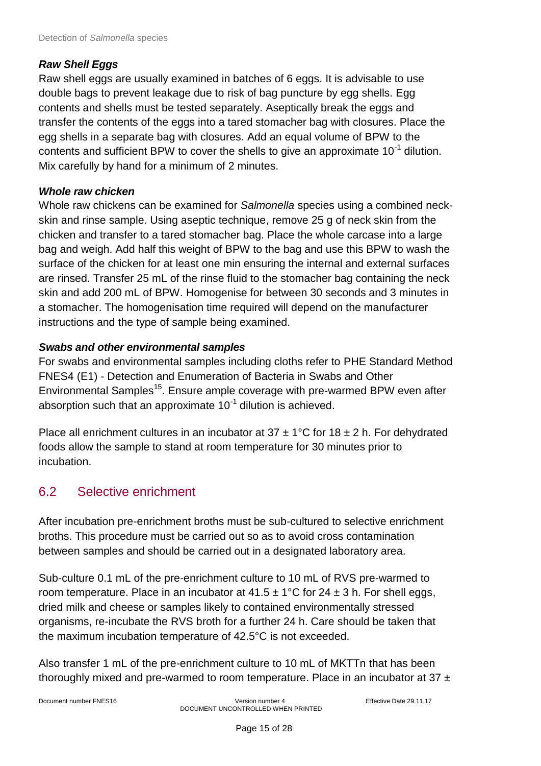### *Raw Shell Eggs*

Raw shell eggs are usually examined in batches of 6 eggs. It is advisable to use double bags to prevent leakage due to risk of bag puncture by egg shells. Egg contents and shells must be tested separately. Aseptically break the eggs and transfer the contents of the eggs into a tared stomacher bag with closures. Place the egg shells in a separate bag with closures. Add an equal volume of BPW to the contents and sufficient BPW to cover the shells to give an approximate $10^{-1}$ dilution. Mix carefully by hand for a minimum of 2 minutes.

### *Whole raw chicken*

Whole raw chickens can be examined for *Salmonella* species using a combined neck-skin and rinse sample. Using aseptic technique, remove 25 g of neck skin from the chicken and transfer to a tared stomacher bag. Place the whole carcase into a large bag and weigh. Add half this weight of BPW to the bag and use this BPW to wash the surface of the chicken for at least one min ensuring the internal and external surfaces are rinsed. Transfer 25 mL of the rinse fluid to the stomacher bag containing the neck skin and add 200 mL of BPW. Homogenise for between 30 seconds and 3 minutes in a stomacher. The homogenisation time required will depend on the manufacturer instructions and the type of sample being examined.

### *Swabs and other environmental samples*

For swabs and environmental samples including cloths refer to PHE Standard Method FNES4 (E1) - Detection and Enumeration of Bacteria in Swabs and Other Environmental Samples[15]. Ensure ample coverage with pre-warmed BPW even after absorption such that an approximate $10^{-1}$ dilution is achieved.

Place all enrichment cultures in an incubator at $37 \pm 1$°C for $18 \pm 2$ h. For dehydrated foods allow the sample to stand at room temperature for 30 minutes prior to incubation.

## 6.2 Selective enrichment

After incubation pre-enrichment broths must be sub-cultured to selective enrichment broths. This procedure must be carried out so as to avoid cross contamination between samples and should be carried out in a designated laboratory area.

Sub-culture 0.1 mL of the pre-enrichment culture to 10 mL of RVS pre-warmed to room temperature. Place in an incubator at $41.5 \pm 1$°C for $24 \pm 3$ h. For shell eggs, dried milk and cheese or samples likely to contained environmentally stressed organisms, re-incubate the RVS broth for a further 24 h. Care should be taken that the maximum incubation temperature of 42.5°C is not exceeded.

Also transfer 1 mL of the pre-enrichment culture to 10 mL of MKTTn that has been thoroughly mixed and pre-warmed to room temperature. Place in an incubator at 37 ±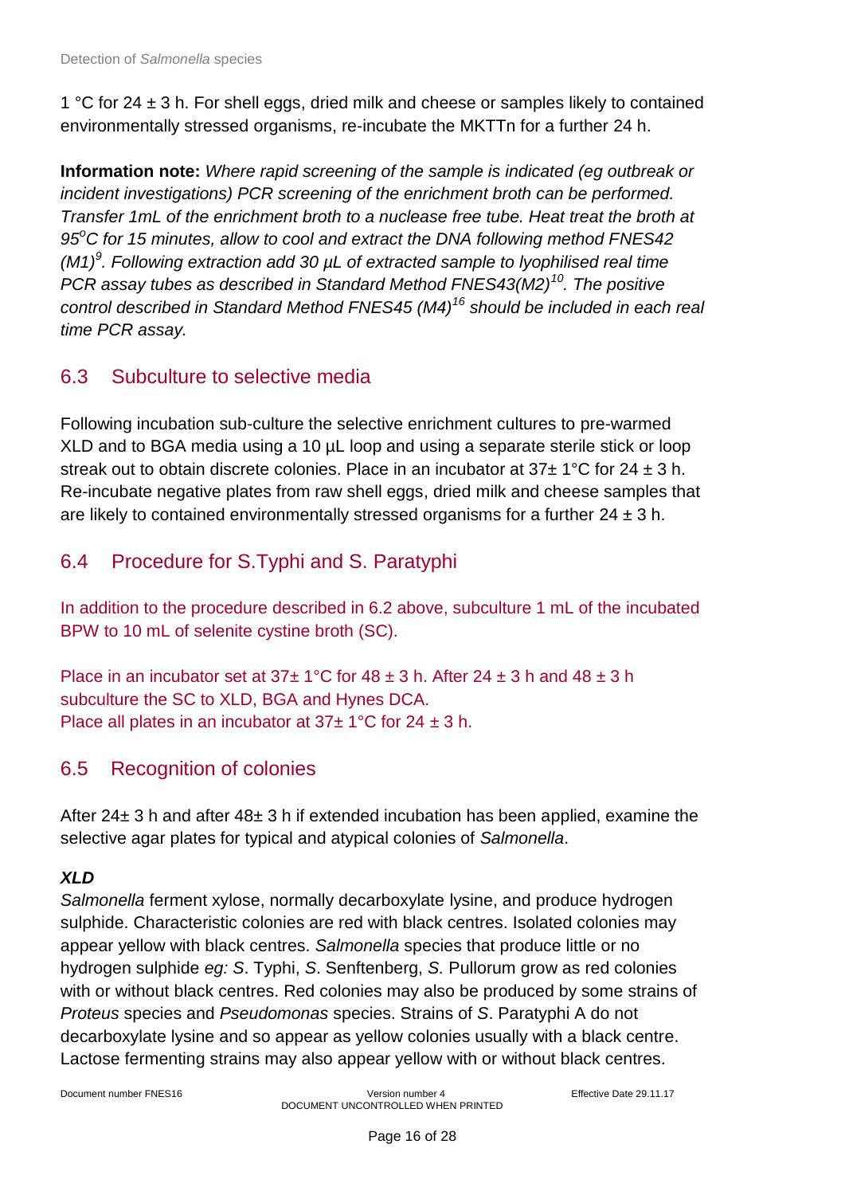1 °C for 24 ± 3 h. For shell eggs, dried milk and cheese or samples likely to contained environmentally stressed organisms, re-incubate the MKTTn for a further 24 h.

**Information note:** *Where rapid screening of the sample is indicated (eg outbreak or incident investigations) PCR screening of the enrichment broth can be performed. Transfer 1mL of the enrichment broth to a nuclease free tube. Heat treat the broth at 95°C for 15 minutes, allow to cool and extract the DNA following method FNES42 (M1)[9]. Following extraction add 30 µL of extracted sample to lyophilised real time PCR assay tubes as described in Standard Method FNES43(M2)[10]. The positive control described in Standard Method FNES45 (M4)[16] should be included in each real time PCR assay.*

## 6.3 Subculture to selective media

Following incubation sub-culture the selective enrichment cultures to pre-warmed XLD and to BGA media using a 10 µL loop and using a separate sterile stick or loop streak out to obtain discrete colonies. Place in an incubator at 37± 1°C for 24 ± 3 h. Re-incubate negative plates from raw shell eggs, dried milk and cheese samples that are likely to contained environmentally stressed organisms for a further 24 ± 3 h.

## 6.4 Procedure for S.Typhi and S. Paratyphi

In addition to the procedure described in 6.2 above, subculture 1 mL of the incubated BPW to 10 mL of selenite cystine broth (SC).

Place in an incubator set at 37± 1°C for 48 ± 3 h. After 24 ± 3 h and 48 ± 3 h subculture the SC to XLD, BGA and Hynes DCA.
Place all plates in an incubator at 37± 1°C for 24 ± 3 h.

## 6.5 Recognition of colonies

After 24± 3 h and after 48± 3 h if extended incubation has been applied, examine the selective agar plates for typical and atypical colonies of *Salmonella*.

***XLD***

*Salmonella* ferment xylose, normally decarboxylate lysine, and produce hydrogen sulphide. Characteristic colonies are red with black centres. Isolated colonies may appear yellow with black centres. *Salmonella* species that produce little or no hydrogen sulphide *eg: S*. Typhi, *S*. Senftenberg, *S.* Pullorum grow as red colonies with or without black centres. Red colonies may also be produced by some strains of *Proteus* species and *Pseudomonas* species. Strains of *S*. Paratyphi A do not decarboxylate lysine and so appear as yellow colonies usually with a black centre. Lactose fermenting strains may also appear yellow with or without black centres.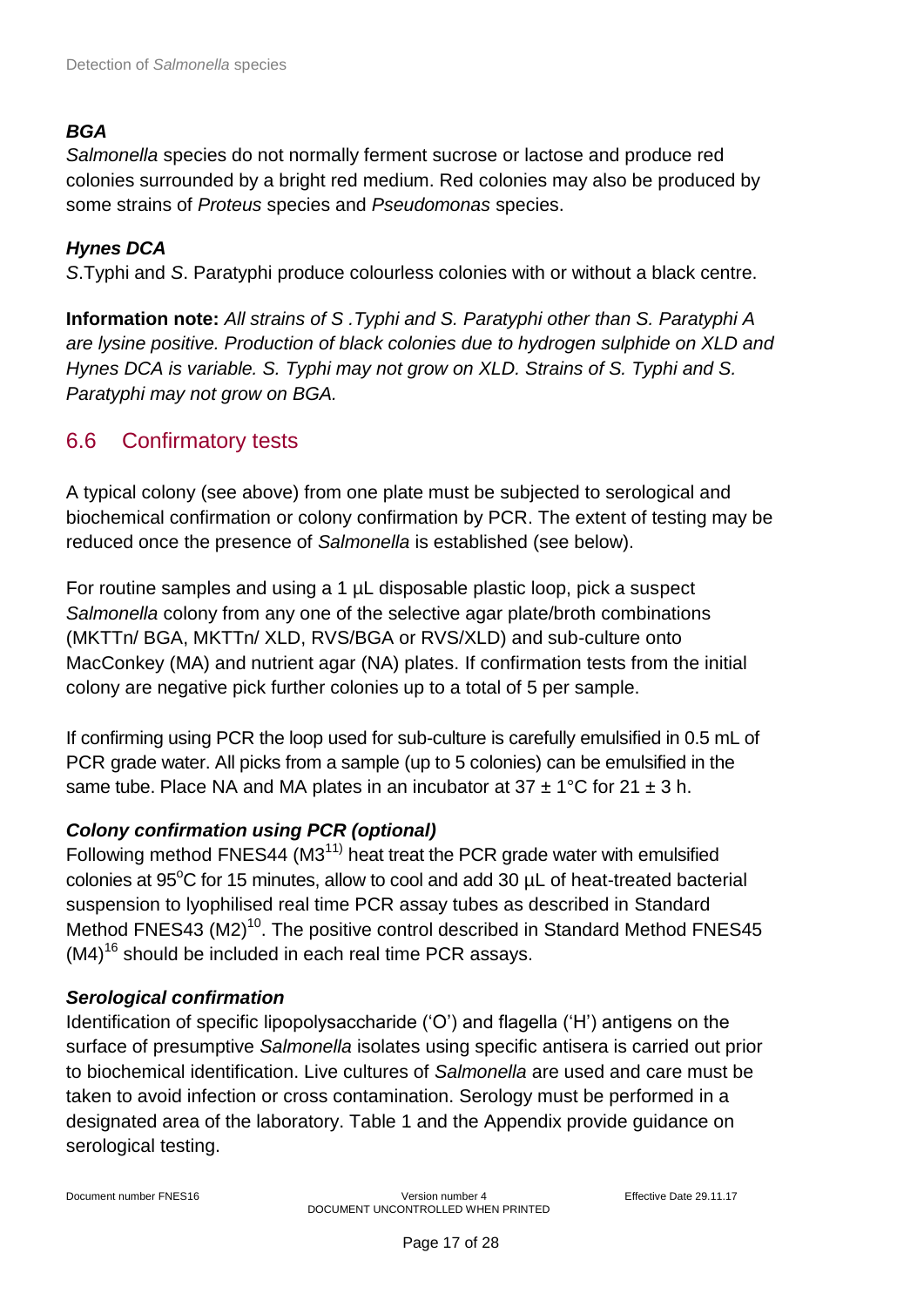### *BGA*

*Salmonella* species do not normally ferment sucrose or lactose and produce red colonies surrounded by a bright red medium. Red colonies may also be produced by some strains of *Proteus* species and *Pseudomonas* species.

### *Hynes DCA*

*S*.Typhi and *S*. Paratyphi produce colourless colonies with or without a black centre.

**Information note:** *All strains of S .Typhi and S. Paratyphi other than S. Paratyphi A are lysine positive. Production of black colonies due to hydrogen sulphide on XLD and Hynes DCA is variable. S. Typhi may not grow on XLD. Strains of S. Typhi and S. Paratyphi may not grow on BGA.*

## 6.6 Confirmatory tests

A typical colony (see above) from one plate must be subjected to serological and biochemical confirmation or colony confirmation by PCR. The extent of testing may be reduced once the presence of *Salmonella* is established (see below).

For routine samples and using a 1 µL disposable plastic loop, pick a suspect *Salmonella* colony from any one of the selective agar plate/broth combinations (MKTTn/ BGA, MKTTn/ XLD, RVS/BGA or RVS/XLD) and sub-culture onto MacConkey (MA) and nutrient agar (NA) plates. If confirmation tests from the initial colony are negative pick further colonies up to a total of 5 per sample.

If confirming using PCR the loop used for sub-culture is carefully emulsified in 0.5 mL of PCR grade water. All picks from a sample (up to 5 colonies) can be emulsified in the same tube. Place NA and MA plates in an incubator at 37 ± 1°C for 21 ± 3 h.

### *Colony confirmation using PCR (optional)*

Following method FNES44 (M3[11]) heat treat the PCR grade water with emulsified colonies at 95°C for 15 minutes, allow to cool and add 30 µL of heat-treated bacterial suspension to lyophilised real time PCR assay tubes as described in Standard Method FNES43 (M2)[10]. The positive control described in Standard Method FNES45 (M4)[16] should be included in each real time PCR assays.

### *Serological confirmation*

Identification of specific lipopolysaccharide ('O') and flagella ('H') antigens on the surface of presumptive *Salmonella* isolates using specific antisera is carried out prior to biochemical identification. Live cultures of *Salmonella* are used and care must be taken to avoid infection or cross contamination. Serology must be performed in a designated area of the laboratory. Table 1 and the Appendix provide guidance on serological testing.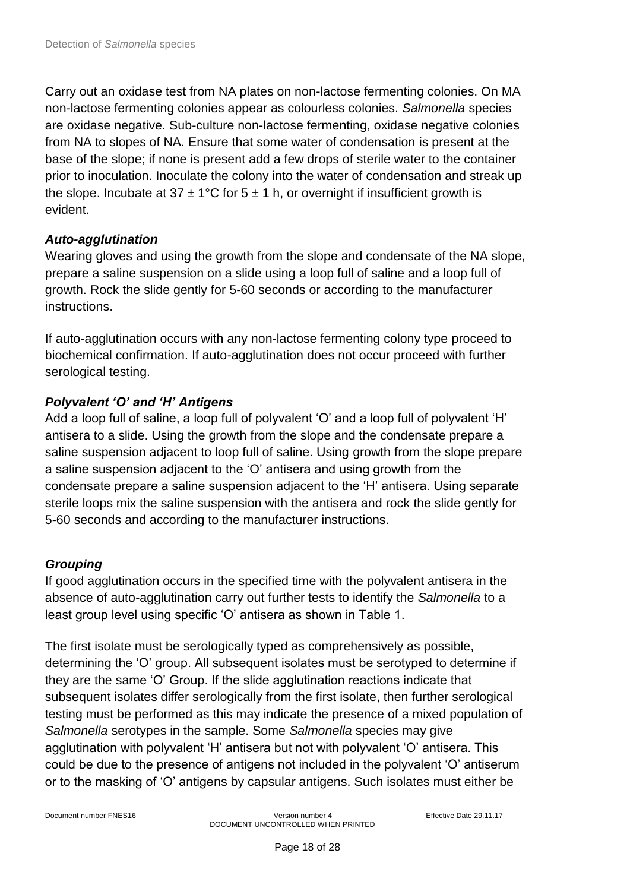Carry out an oxidase test from NA plates on non-lactose fermenting colonies. On MA non-lactose fermenting colonies appear as colourless colonies. *Salmonella* species are oxidase negative. Sub-culture non-lactose fermenting, oxidase negative colonies from NA to slopes of NA. Ensure that some water of condensation is present at the base of the slope; if none is present add a few drops of sterile water to the container prior to inoculation. Inoculate the colony into the water of condensation and streak up the slope. Incubate at 37 ± 1°C for 5 ± 1 h, or overnight if insufficient growth is evident.

### *Auto-agglutination*

Wearing gloves and using the growth from the slope and condensate of the NA slope, prepare a saline suspension on a slide using a loop full of saline and a loop full of growth. Rock the slide gently for 5-60 seconds or according to the manufacturer instructions.

If auto-agglutination occurs with any non-lactose fermenting colony type proceed to biochemical confirmation. If auto-agglutination does not occur proceed with further serological testing.

### *Polyvalent 'O' and 'H' Antigens*

Add a loop full of saline, a loop full of polyvalent 'O' and a loop full of polyvalent 'H' antisera to a slide. Using the growth from the slope and the condensate prepare a saline suspension adjacent to loop full of saline. Using growth from the slope prepare a saline suspension adjacent to the 'O' antisera and using growth from the condensate prepare a saline suspension adjacent to the 'H' antisera. Using separate sterile loops mix the saline suspension with the antisera and rock the slide gently for 5-60 seconds and according to the manufacturer instructions.

### *Grouping*

If good agglutination occurs in the specified time with the polyvalent antisera in the absence of auto-agglutination carry out further tests to identify the *Salmonella* to a least group level using specific 'O' antisera as shown in Table 1.

The first isolate must be serologically typed as comprehensively as possible, determining the 'O' group. All subsequent isolates must be serotyped to determine if they are the same 'O' Group. If the slide agglutination reactions indicate that subsequent isolates differ serologically from the first isolate, then further serological testing must be performed as this may indicate the presence of a mixed population of *Salmonella* serotypes in the sample. Some *Salmonella* species may give agglutination with polyvalent 'H' antisera but not with polyvalent 'O' antisera. This could be due to the presence of antigens not included in the polyvalent 'O' antiserum or to the masking of 'O' antigens by capsular antigens. Such isolates must either be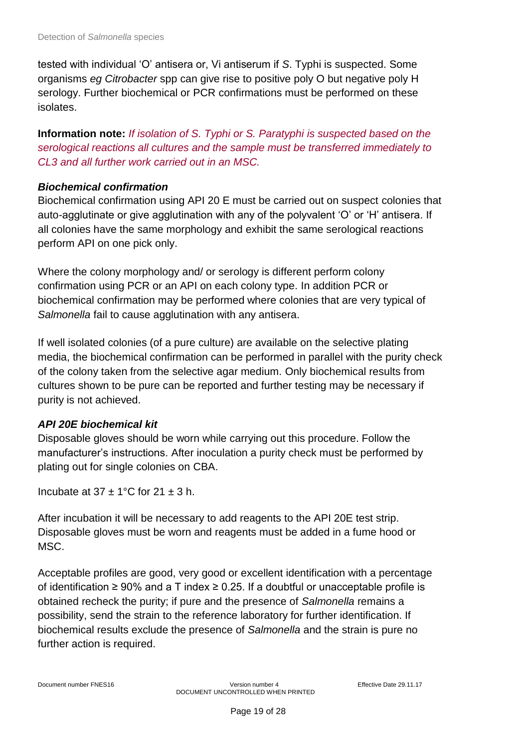tested with individual 'O' antisera or, Vi antiserum if *S*. Typhi is suspected. Some organisms *eg Citrobacter* spp can give rise to positive poly O but negative poly H serology. Further biochemical or PCR confirmations must be performed on these isolates.

**Information note:** *If isolation of S. Typhi or S. Paratyphi is suspected based on the serological reactions all cultures and the sample must be transferred immediately to CL3 and all further work carried out in an MSC.*

***Biochemical confirmation***

Biochemical confirmation using API 20 E must be carried out on suspect colonies that auto-agglutinate or give agglutination with any of the polyvalent 'O' or 'H' antisera. If all colonies have the same morphology and exhibit the same serological reactions perform API on one pick only.

Where the colony morphology and/ or serology is different perform colony confirmation using PCR or an API on each colony type. In addition PCR or biochemical confirmation may be performed where colonies that are very typical of *Salmonella* fail to cause agglutination with any antisera.

If well isolated colonies (of a pure culture) are available on the selective plating media, the biochemical confirmation can be performed in parallel with the purity check of the colony taken from the selective agar medium. Only biochemical results from cultures shown to be pure can be reported and further testing may be necessary if purity is not achieved.

***API 20E biochemical kit***

Disposable gloves should be worn while carrying out this procedure. Follow the manufacturer's instructions. After inoculation a purity check must be performed by plating out for single colonies on CBA.

Incubate at $37 \pm 1$°C for $21 \pm 3$ h.

After incubation it will be necessary to add reagents to the API 20E test strip. Disposable gloves must be worn and reagents must be added in a fume hood or MSC.

Acceptable profiles are good, very good or excellent identification with a percentage of identification $\geq 90\%$ and a T index $\geq 0.25$. If a doubtful or unacceptable profile is obtained recheck the purity; if pure and the presence of *Salmonella* remains a possibility, send the strain to the reference laboratory for further identification. If biochemical results exclude the presence of *Salmonella* and the strain is pure no further action is required.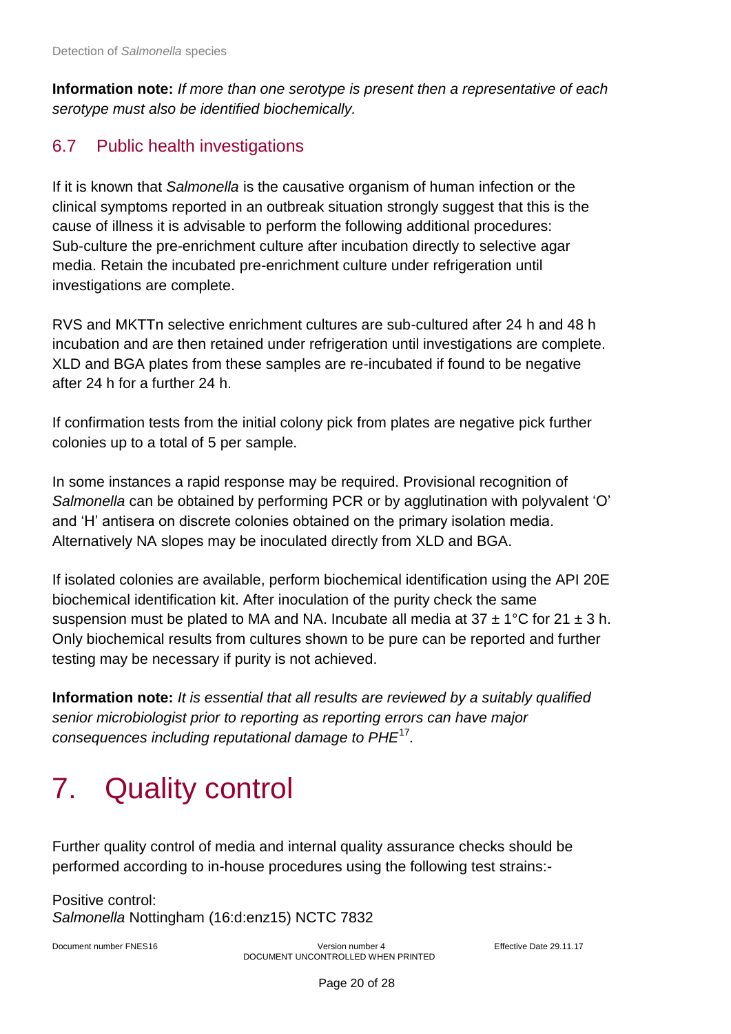**Information note:** *If more than one serotype is present then a representative of each serotype must also be identified biochemically.*

## 6.7 Public health investigations

If it is known that *Salmonella* is the causative organism of human infection or the clinical symptoms reported in an outbreak situation strongly suggest that this is the cause of illness it is advisable to perform the following additional procedures: Sub-culture the pre-enrichment culture after incubation directly to selective agar media. Retain the incubated pre-enrichment culture under refrigeration until investigations are complete.

RVS and MKTTn selective enrichment cultures are sub-cultured after 24 h and 48 h incubation and are then retained under refrigeration until investigations are complete. XLD and BGA plates from these samples are re-incubated if found to be negative after 24 h for a further 24 h.

If confirmation tests from the initial colony pick from plates are negative pick further colonies up to a total of 5 per sample.

In some instances a rapid response may be required. Provisional recognition of *Salmonella* can be obtained by performing PCR or by agglutination with polyvalent 'O' and 'H' antisera on discrete colonies obtained on the primary isolation media. Alternatively NA slopes may be inoculated directly from XLD and BGA.

If isolated colonies are available, perform biochemical identification using the API 20E biochemical identification kit. After inoculation of the purity check the same suspension must be plated to MA and NA. Incubate all media at 37 ± 1°C for 21 ± 3 h. Only biochemical results from cultures shown to be pure can be reported and further testing may be necessary if purity is not achieved.

**Information note:** *It is essential that all results are reviewed by a suitably qualified senior microbiologist prior to reporting as reporting errors can have major consequences including reputational damage to PHE*[17]*.*

# 7. Quality control

Further quality control of media and internal quality assurance checks should be performed according to in-house procedures using the following test strains:-

Positive control:
*Salmonella* Nottingham (16:d:enz15) NCTC 7832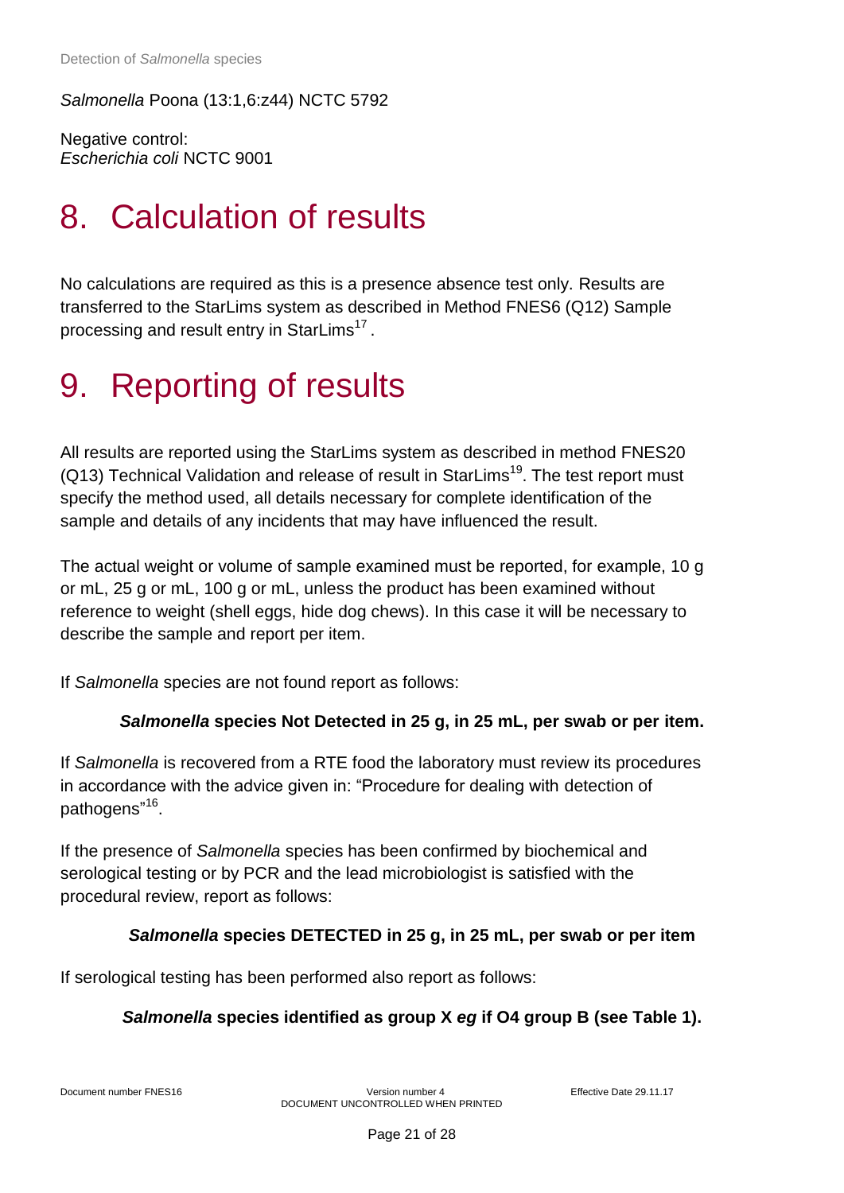*Salmonella* Poona (13:1,6:z44) NCTC 5792

Negative control:
*Escherichia coli* NCTC 9001

# 8. Calculation of results

No calculations are required as this is a presence absence test only. Results are transferred to the StarLims system as described in Method FNES6 (Q12) Sample processing and result entry in StarLims[17] .

# 9. Reporting of results

All results are reported using the StarLims system as described in method FNES20 (Q13) Technical Validation and release of result in StarLims[19]. The test report must specify the method used, all details necessary for complete identification of the sample and details of any incidents that may have influenced the result.

The actual weight or volume of sample examined must be reported, for example, 10 g or mL, 25 g or mL, 100 g or mL, unless the product has been examined without reference to weight (shell eggs, hide dog chews). In this case it will be necessary to describe the sample and report per item.

If *Salmonella* species are not found report as follows:

***Salmonella* species Not Detected in 25 g, in 25 mL, per swab or per item.**

If *Salmonella* is recovered from a RTE food the laboratory must review its procedures in accordance with the advice given in: "Procedure for dealing with detection of pathogens"[16].

If the presence of *Salmonella* species has been confirmed by biochemical and serological testing or by PCR and the lead microbiologist is satisfied with the procedural review, report as follows:

***Salmonella* species DETECTED in 25 g, in 25 mL, per swab or per item**

If serological testing has been performed also report as follows:

***Salmonella* species identified as group X *eg* if O4 group B (see Table 1).**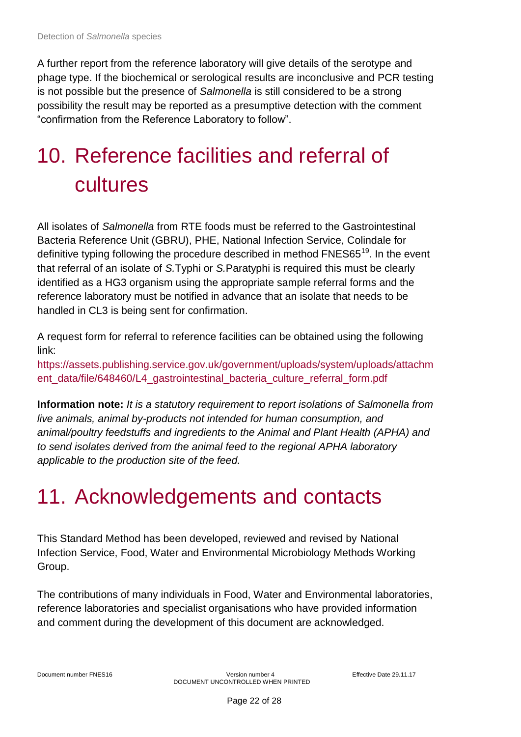A further report from the reference laboratory will give details of the serotype and phage type. If the biochemical or serological results are inconclusive and PCR testing is not possible but the presence of *Salmonella* is still considered to be a strong possibility the result may be reported as a presumptive detection with the comment "confirmation from the Reference Laboratory to follow".

# 10. Reference facilities and referral of cultures

All isolates of *Salmonella* from RTE foods must be referred to the Gastrointestinal Bacteria Reference Unit (GBRU), PHE, National Infection Service, Colindale for definitive typing following the procedure described in method FNES65[19]. In the event that referral of an isolate of *S.*Typhi or *S.*Paratyphi is required this must be clearly identified as a HG3 organism using the appropriate sample referral forms and the reference laboratory must be notified in advance that an isolate that needs to be handled in CL3 is being sent for confirmation.

A request form for referral to reference facilities can be obtained using the following link:
https://assets.publishing.service.gov.uk/government/uploads/system/uploads/attachment_data/file/648460/L4_gastrointestinal_bacteria_culture_referral_form.pdf

**Information note:** *It is a statutory requirement to report isolations of Salmonella from live animals, animal by-products not intended for human consumption, and animal/poultry feedstuffs and ingredients to the Animal and Plant Health (APHA) and to send isolates derived from the animal feed to the regional APHA laboratory applicable to the production site of the feed.*

# 11. Acknowledgements and contacts

This Standard Method has been developed, reviewed and revised by National Infection Service, Food, Water and Environmental Microbiology Methods Working Group.

The contributions of many individuals in Food, Water and Environmental laboratories, reference laboratories and specialist organisations who have provided information and comment during the development of this document are acknowledged.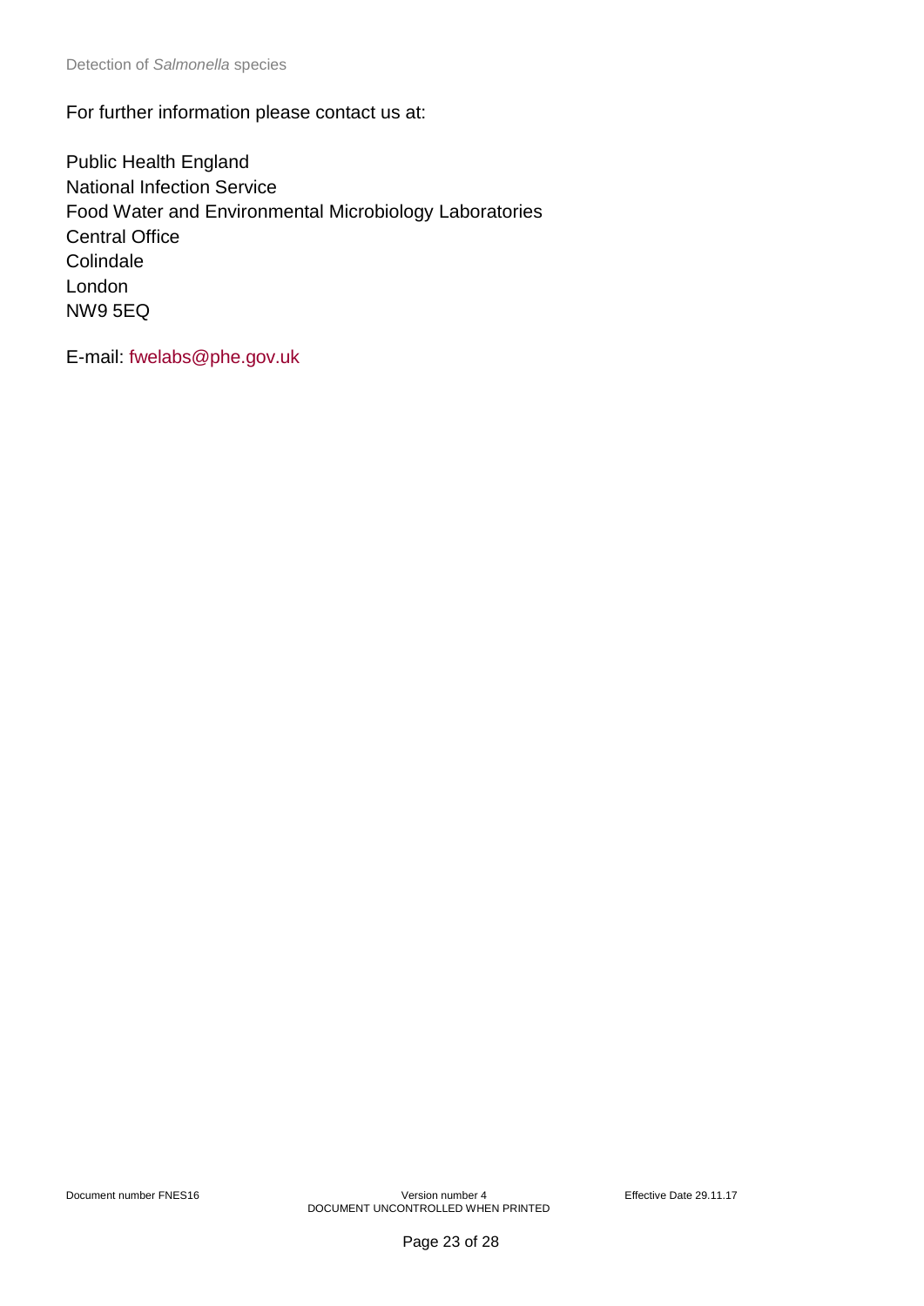For further information please contact us at:

Public Health England
National Infection Service
Food Water and Environmental Microbiology Laboratories
Central Office
Colindale
London
NW9 5EQ

E-mail: fwelabs@phe.gov.uk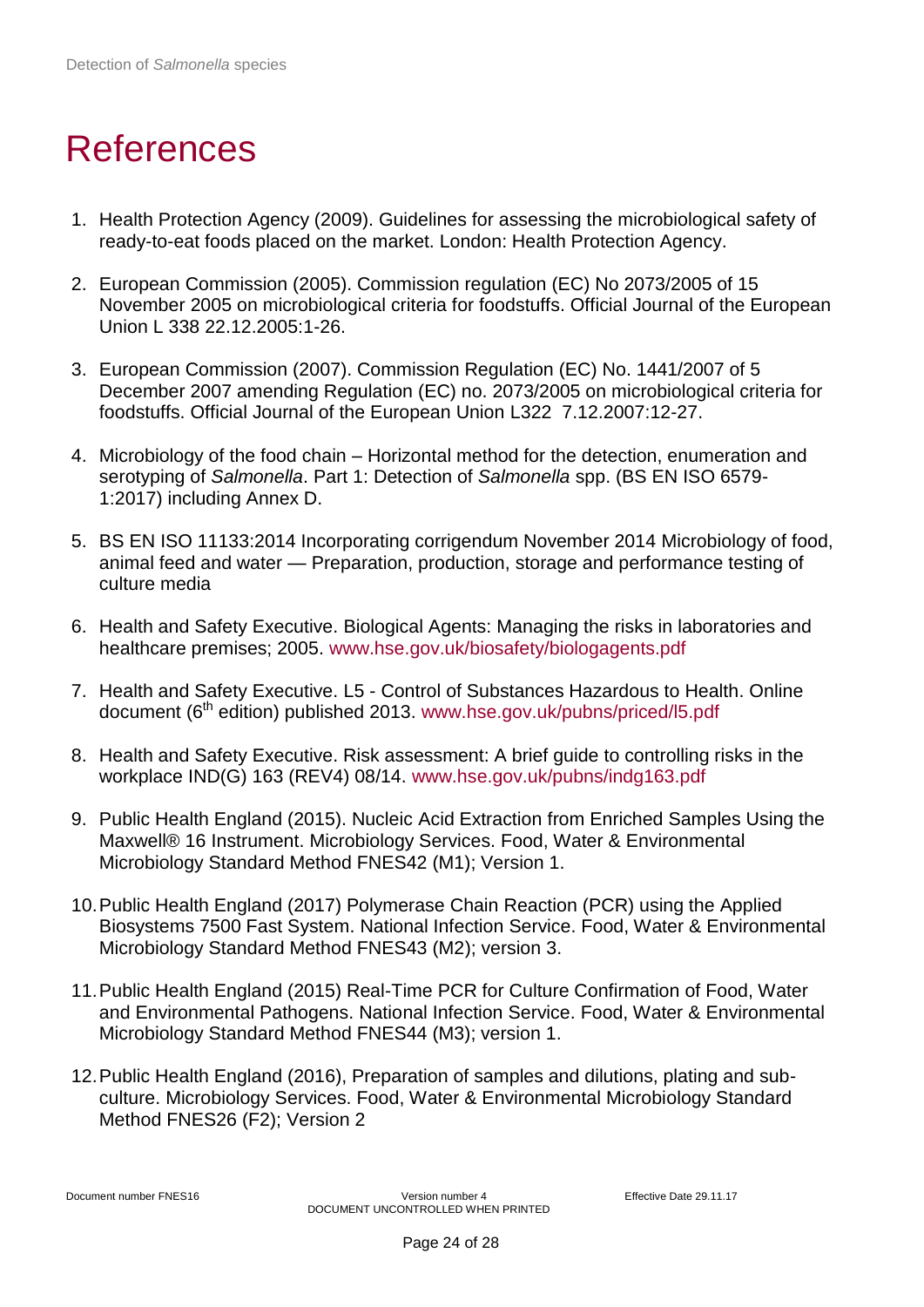# References

1. Health Protection Agency (2009). Guidelines for assessing the microbiological safety of ready-to-eat foods placed on the market. London: Health Protection Agency.

2. European Commission (2005). Commission regulation (EC) No 2073/2005 of 15 November 2005 on microbiological criteria for foodstuffs. Official Journal of the European Union L 338 22.12.2005:1-26.

3. European Commission (2007). Commission Regulation (EC) No. 1441/2007 of 5 December 2007 amending Regulation (EC) no. 2073/2005 on microbiological criteria for foodstuffs. Official Journal of the European Union L322 7.12.2007:12-27.

4. Microbiology of the food chain – Horizontal method for the detection, enumeration and serotyping of *Salmonella*. Part 1: Detection of *Salmonella* spp. (BS EN ISO 6579-1:2017) including Annex D.

5. BS EN ISO 11133:2014 Incorporating corrigendum November 2014 Microbiology of food, animal feed and water — Preparation, production, storage and performance testing of culture media

6. Health and Safety Executive. Biological Agents: Managing the risks in laboratories and healthcare premises; 2005. www.hse.gov.uk/biosafety/biologagents.pdf

7. Health and Safety Executive. L5 - Control of Substances Hazardous to Health. Online document (6th edition) published 2013. www.hse.gov.uk/pubns/priced/l5.pdf

8. Health and Safety Executive. Risk assessment: A brief guide to controlling risks in the workplace IND(G) 163 (REV4) 08/14. www.hse.gov.uk/pubns/indg163.pdf

9. Public Health England (2015). Nucleic Acid Extraction from Enriched Samples Using the Maxwell® 16 Instrument. Microbiology Services. Food, Water & Environmental Microbiology Standard Method FNES42 (M1); Version 1.

10. Public Health England (2017) Polymerase Chain Reaction (PCR) using the Applied Biosystems 7500 Fast System. National Infection Service. Food, Water & Environmental Microbiology Standard Method FNES43 (M2); version 3.

11. Public Health England (2015) Real-Time PCR for Culture Confirmation of Food, Water and Environmental Pathogens. National Infection Service. Food, Water & Environmental Microbiology Standard Method FNES44 (M3); version 1.

12. Public Health England (2016), Preparation of samples and dilutions, plating and sub-culture. Microbiology Services. Food, Water & Environmental Microbiology Standard Method FNES26 (F2); Version 2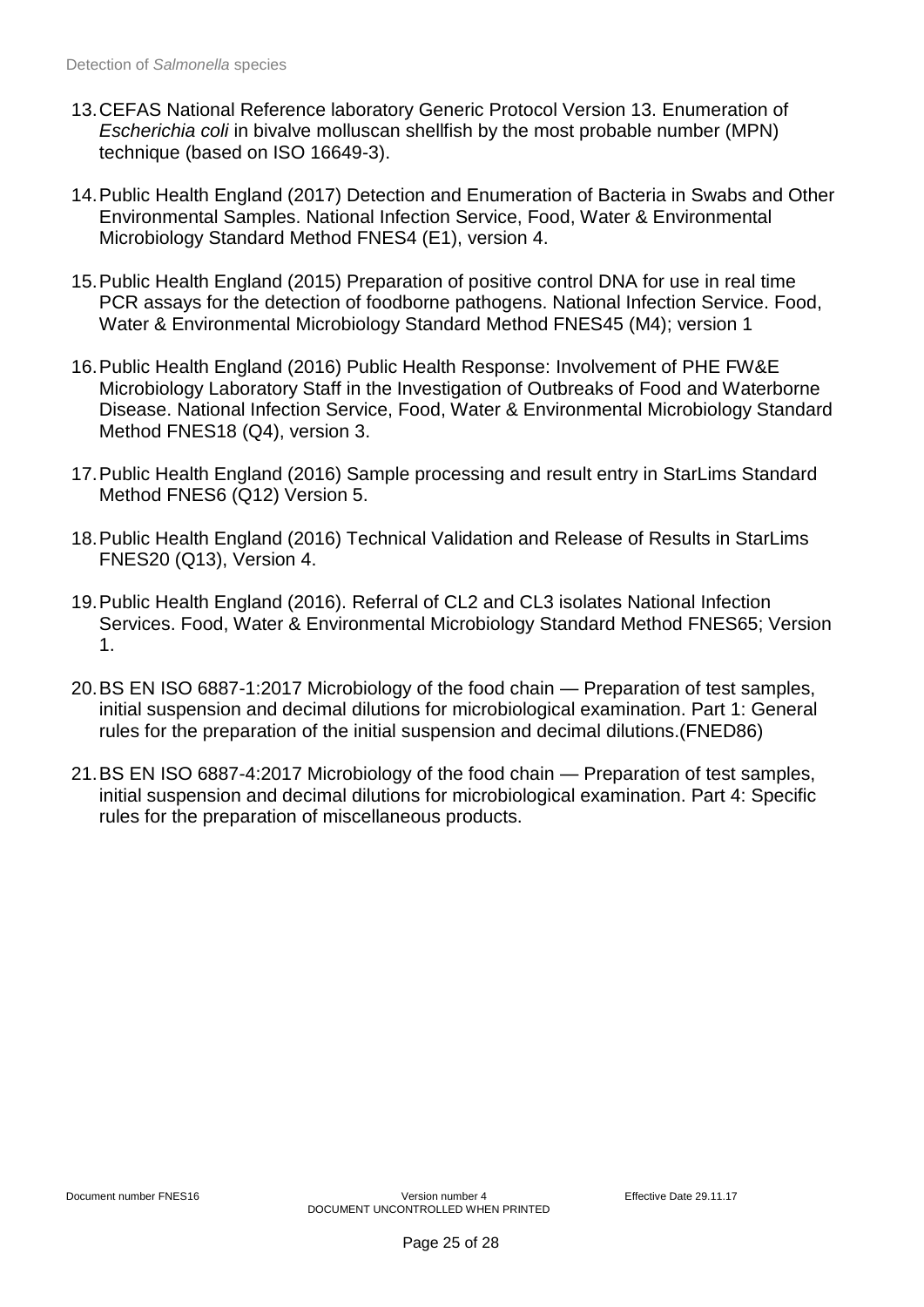13. CEFAS National Reference laboratory Generic Protocol Version 13. Enumeration of *Escherichia coli* in bivalve molluscan shellfish by the most probable number (MPN) technique (based on ISO 16649-3).

14. Public Health England (2017) Detection and Enumeration of Bacteria in Swabs and Other Environmental Samples. National Infection Service, Food, Water & Environmental Microbiology Standard Method FNES4 (E1), version 4.

15. Public Health England (2015) Preparation of positive control DNA for use in real time PCR assays for the detection of foodborne pathogens. National Infection Service. Food, Water & Environmental Microbiology Standard Method FNES45 (M4); version 1

16. Public Health England (2016) Public Health Response: Involvement of PHE FW&E Microbiology Laboratory Staff in the Investigation of Outbreaks of Food and Waterborne Disease. National Infection Service, Food, Water & Environmental Microbiology Standard Method FNES18 (Q4), version 3.

17. Public Health England (2016) Sample processing and result entry in StarLims Standard Method FNES6 (Q12) Version 5.

18. Public Health England (2016) Technical Validation and Release of Results in StarLims FNES20 (Q13), Version 4.

19. Public Health England (2016). Referral of CL2 and CL3 isolates National Infection Services. Food, Water & Environmental Microbiology Standard Method FNES65; Version 1.

20. BS EN ISO 6887-1:2017 Microbiology of the food chain — Preparation of test samples, initial suspension and decimal dilutions for microbiological examination. Part 1: General rules for the preparation of the initial suspension and decimal dilutions.(FNED86)

21. BS EN ISO 6887-4:2017 Microbiology of the food chain — Preparation of test samples, initial suspension and decimal dilutions for microbiological examination. Part 4: Specific rules for the preparation of miscellaneous products.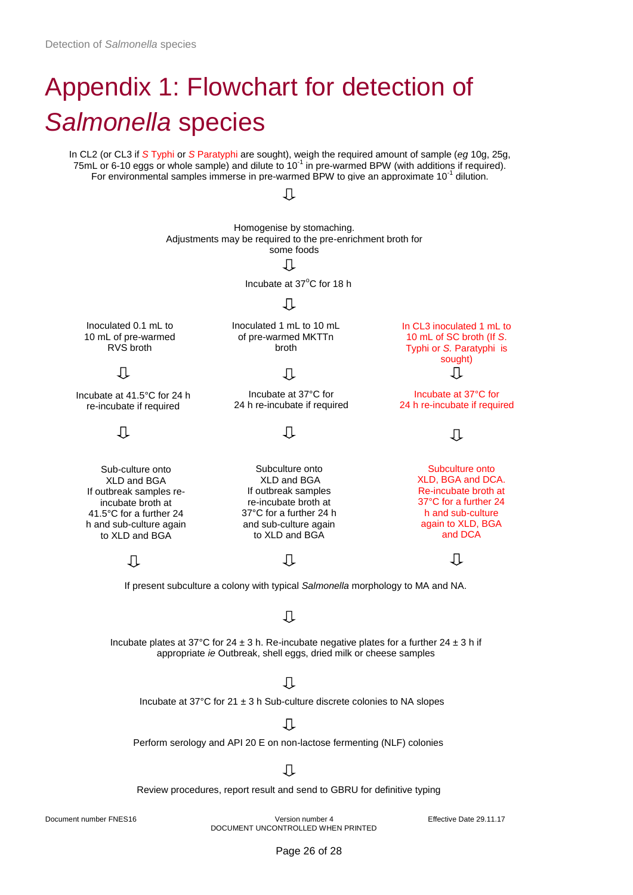# Appendix 1: Flowchart for detection of *Salmonella* species

In CL2 (or CL3 if *S* Typhi or *S* Paratyphi are sought), weigh the required amount of sample (*eg* 10g, 25g, 75mL or 6-10 eggs or whole sample) and dilute to $10^{-1}$ in pre-warmed BPW (with additions if required). For environmental samples immerse in pre-warmed BPW to give an approximate $10^{-1}$ dilution.

⇩

Homogenise by stomaching.
Adjustments may be required to the pre-enrichment broth for some foods

⇩

Incubate at 37°C for 18 h

⇩

| RVS | MKTTn | SC (CL3) |
|---|---|---|
| Inoculated 0.1 mL to 10 mL of pre-warmed RVS broth | Inoculated 1 mL to 10 mL of pre-warmed MKTTn broth | In CL3 inoculated 1 mL to 10 mL of SC broth (If *S.* Typhi or *S.* Paratyphi is sought) |
| ⇩ | ⇩ | ⇩ |
| Incubate at 41.5°C for 24 h re-incubate if required | Incubate at 37°C for 24 h re-incubate if required | Incubate at 37°C for 24 h re-incubate if required |
| ⇩ | ⇩ | ⇩ |
| Sub-culture onto XLD and BGA If outbreak samples re-incubate broth at 41.5°C for a further 24 h and sub-culture again to XLD and BGA | Subculture onto XLD and BGA If outbreak samples re-incubate broth at 37°C for a further 24 h and sub-culture again to XLD and BGA | Subculture onto XLD, BGA and DCA. Re-incubate broth at 37°C for a further 24 h and sub-culture again to XLD, BGA and DCA |
| ⇩ | ⇩ | ⇩ |

If present subculture a colony with typical *Salmonella* morphology to MA and NA.

⇩

Incubate plates at 37°C for 24 ± 3 h. Re-incubate negative plates for a further 24 ± 3 h if appropriate *ie* Outbreak, shell eggs, dried milk or cheese samples

⇩

Incubate at 37°C for 21 ± 3 h Sub-culture discrete colonies to NA slopes

⇩

Perform serology and API 20 E on non-lactose fermenting (NLF) colonies

⇩

Review procedures, report result and send to GBRU for definitive typing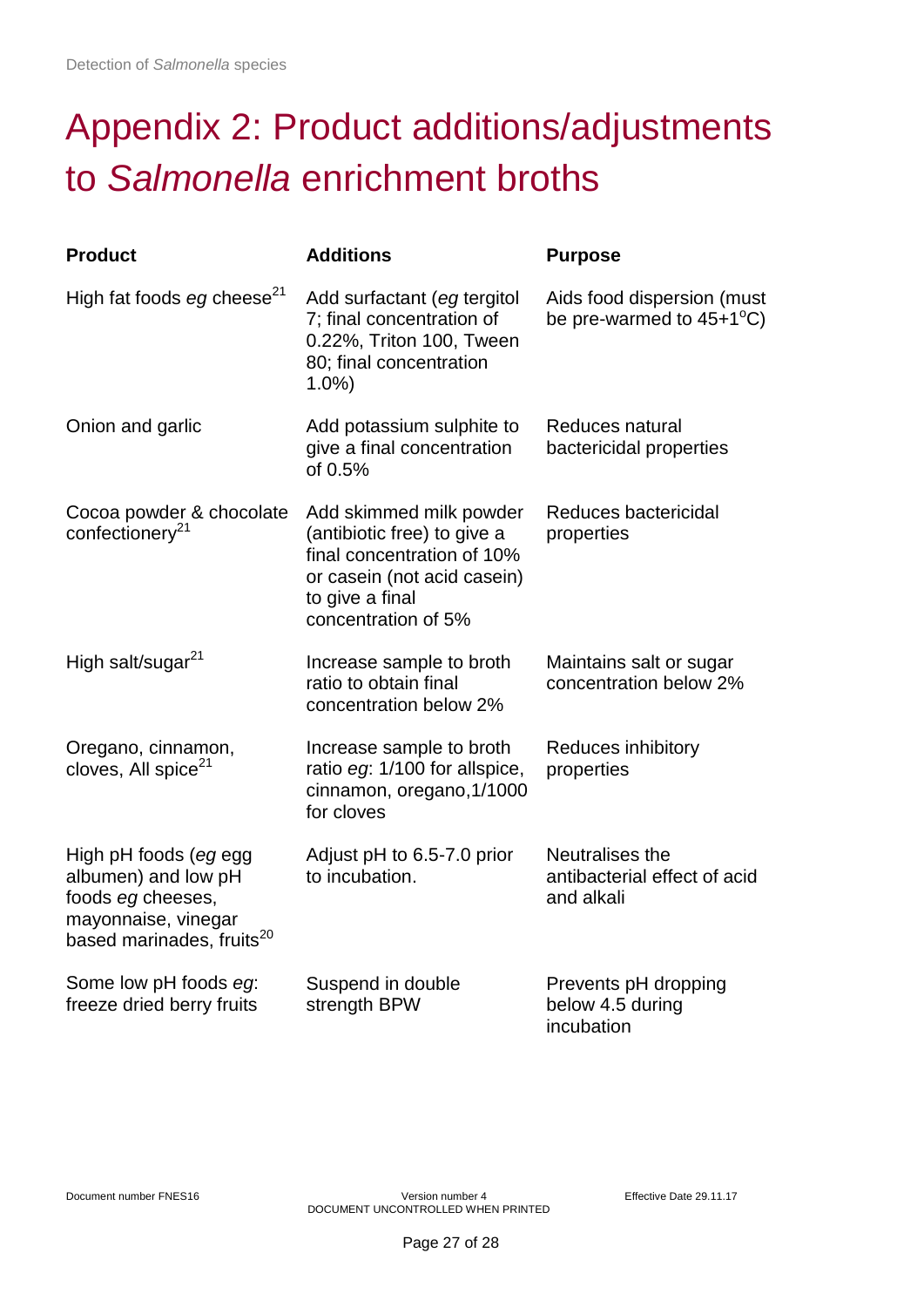# Appendix 2: Product additions/adjustments to *Salmonella* enrichment broths

| Product | Additions | Purpose |
|---|---|---|
| High fat foods *eg* cheese[21] | Add surfactant (*eg* tergitol 7; final concentration of 0.22%, Triton 100, Tween 80; final concentration 1.0%) | Aids food dispersion (must be pre-warmed to 45+1°C) |
| Onion and garlic | Add potassium sulphite to give a final concentration of 0.5% | Reduces natural bactericidal properties |
| Cocoa powder & chocolate confectionery[21] | Add skimmed milk powder (antibiotic free) to give a final concentration of 10% or casein (not acid casein) to give a final concentration of 5% | Reduces bactericidal properties |
| High salt/sugar[21] | Increase sample to broth ratio to obtain final concentration below 2% | Maintains salt or sugar concentration below 2% |
| Oregano, cinnamon, cloves, All spice[21] | Increase sample to broth ratio *eg*: 1/100 for allspice, cinnamon, oregano,1/1000 for cloves | Reduces inhibitory properties |
| High pH foods (*eg* egg albumen) and low pH foods *eg* cheeses, mayonnaise, vinegar based marinades, fruits[20] | Adjust pH to 6.5-7.0 prior to incubation. | Neutralises the antibacterial effect of acid and alkali |
| Some low pH foods *eg*: freeze dried berry fruits | Suspend in double strength BPW | Prevents pH dropping below 4.5 during incubation |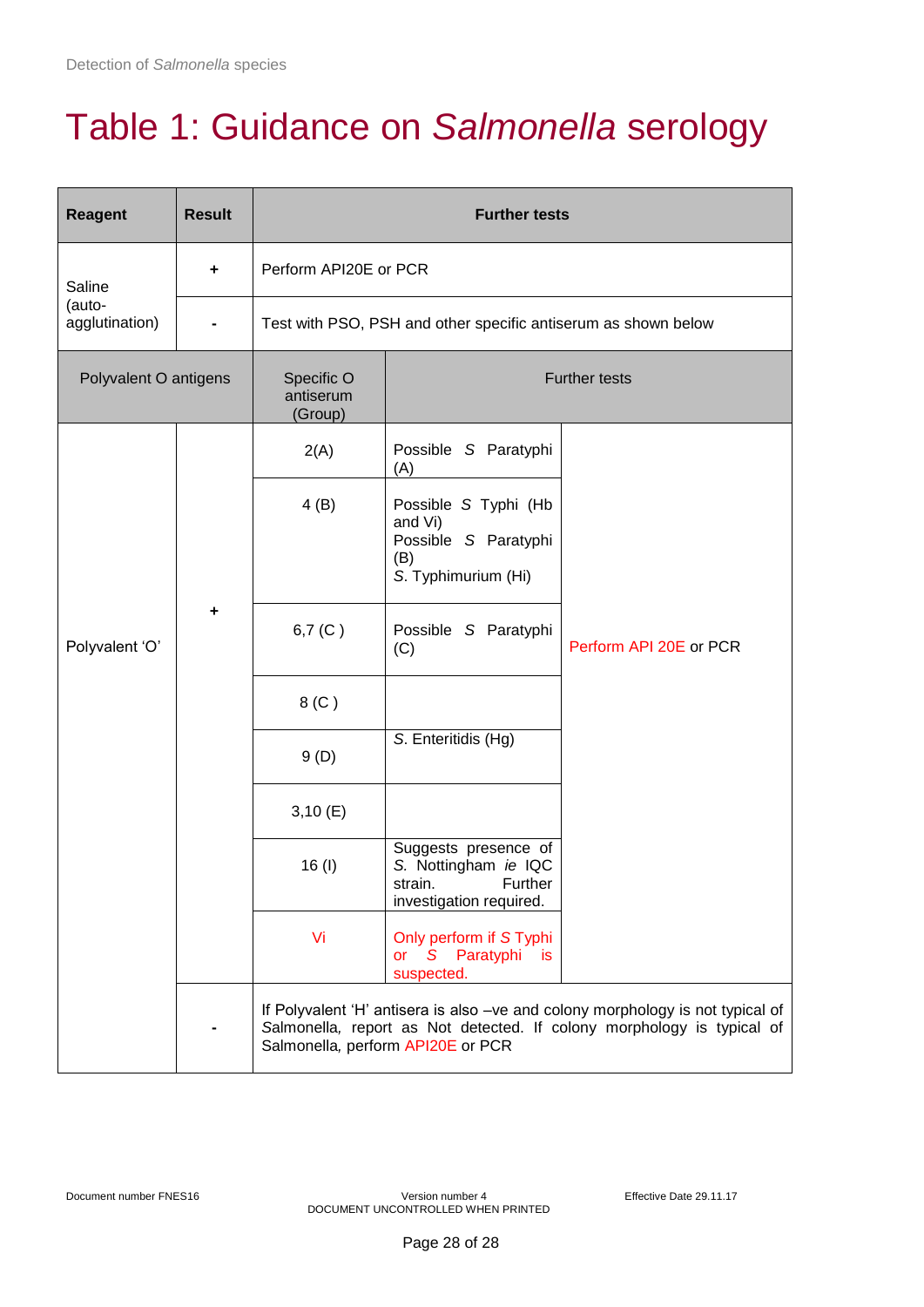# Table 1: Guidance on *Salmonella* serology

| Reagent | Result | Further tests | | |
|---|---|---|---|---|
| Saline (auto-agglutination) | + | Perform API20E or PCR | | |
| | - | Test with PSO, PSH and other specific antiserum as shown below | | |
| Polyvalent O antigens | | Specific O antiserum (Group) | Further tests | |
| Polyvalent 'O' | + | 2(A) | Possible *S* Paratyphi (A) | Perform API 20E or PCR |
| | | 4 (B) | Possible *S* Typhi (Hb and Vi) Possible *S* Paratyphi (B) *S*. Typhimurium (Hi) | |
| | | 6,7 (C ) | Possible *S* Paratyphi (C) | |
| | | 8 (C ) | | |
| | | 9 (D) | *S*. Enteritidis (Hg) | |
| | | 3,10 (E) | | |
| | | 16 (I) | Suggests presence of *S.* Nottingham *ie* IQC strain. Further investigation required. | |
| | | Vi | Only perform if *S* Typhi or *S* Paratyphi is suspected. | |
| | - | If Polyvalent 'H' antisera is also –ve and colony morphology is not typical of *S*almonella, report as Not detected. If colony morphology is typical of Salmonella, perform API20E or PCR | | |